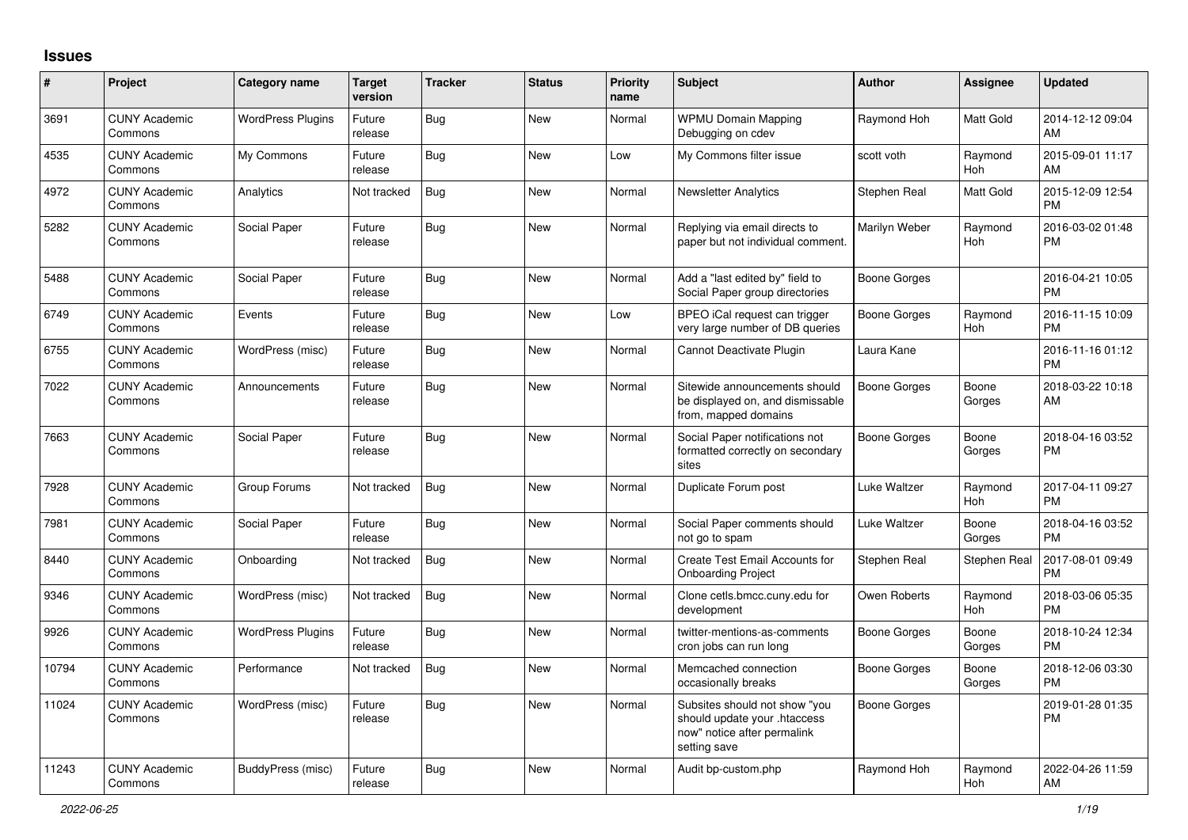## Issues

| # | Project | Category name | Target version | Tracker | Status | Priority name | Subject | Author | Assignee | Updated |
|---|---|---|---|---|---|---|---|---|---|---|
| 3691 | CUNY Academic Commons | WordPress Plugins | Future release | Bug | New | Normal | WPMU Domain Mapping Debugging on cdev | Raymond Hoh | Matt Gold | 2014-12-12 09:04 AM |
| 4535 | CUNY Academic Commons | My Commons | Future release | Bug | New | Low | My Commons filter issue | scott voth | Raymond Hoh | 2015-09-01 11:17 AM |
| 4972 | CUNY Academic Commons | Analytics | Not tracked | Bug | New | Normal | Newsletter Analytics | Stephen Real | Matt Gold | 2015-12-09 12:54 PM |
| 5282 | CUNY Academic Commons | Social Paper | Future release | Bug | New | Normal | Replying via email directs to paper but not individual comment. | Marilyn Weber | Raymond Hoh | 2016-03-02 01:48 PM |
| 5488 | CUNY Academic Commons | Social Paper | Future release | Bug | New | Normal | Add a "last edited by" field to Social Paper group directories | Boone Gorges | | 2016-04-21 10:05 PM |
| 6749 | CUNY Academic Commons | Events | Future release | Bug | New | Low | BPEO iCal request can trigger very large number of DB queries | Boone Gorges | Raymond Hoh | 2016-11-15 10:09 PM |
| 6755 | CUNY Academic Commons | WordPress (misc) | Future release | Bug | New | Normal | Cannot Deactivate Plugin | Laura Kane | | 2016-11-16 01:12 PM |
| 7022 | CUNY Academic Commons | Announcements | Future release | Bug | New | Normal | Sitewide announcements should be displayed on, and dismissable from, mapped domains | Boone Gorges | Boone Gorges | 2018-03-22 10:18 AM |
| 7663 | CUNY Academic Commons | Social Paper | Future release | Bug | New | Normal | Social Paper notifications not formatted correctly on secondary sites | Boone Gorges | Boone Gorges | 2018-04-16 03:52 PM |
| 7928 | CUNY Academic Commons | Group Forums | Not tracked | Bug | New | Normal | Duplicate Forum post | Luke Waltzer | Raymond Hoh | 2017-04-11 09:27 PM |
| 7981 | CUNY Academic Commons | Social Paper | Future release | Bug | New | Normal | Social Paper comments should not go to spam | Luke Waltzer | Boone Gorges | 2018-04-16 03:52 PM |
| 8440 | CUNY Academic Commons | Onboarding | Not tracked | Bug | New | Normal | Create Test Email Accounts for Onboarding Project | Stephen Real | Stephen Real | 2017-08-01 09:49 PM |
| 9346 | CUNY Academic Commons | WordPress (misc) | Not tracked | Bug | New | Normal | Clone cetls.bmcc.cuny.edu for development | Owen Roberts | Raymond Hoh | 2018-03-06 05:35 PM |
| 9926 | CUNY Academic Commons | WordPress Plugins | Future release | Bug | New | Normal | twitter-mentions-as-comments cron jobs can run long | Boone Gorges | Boone Gorges | 2018-10-24 12:34 PM |
| 10794 | CUNY Academic Commons | Performance | Not tracked | Bug | New | Normal | Memcached connection occasionally breaks | Boone Gorges | Boone Gorges | 2018-12-06 03:30 PM |
| 11024 | CUNY Academic Commons | WordPress (misc) | Future release | Bug | New | Normal | Subsites should not show "you should update your .htaccess now" notice after permalink setting save | Boone Gorges | | 2019-01-28 01:35 PM |
| 11243 | CUNY Academic Commons | BuddyPress (misc) | Future release | Bug | New | Normal | Audit bp-custom.php | Raymond Hoh | Raymond Hoh | 2022-04-26 11:59 AM |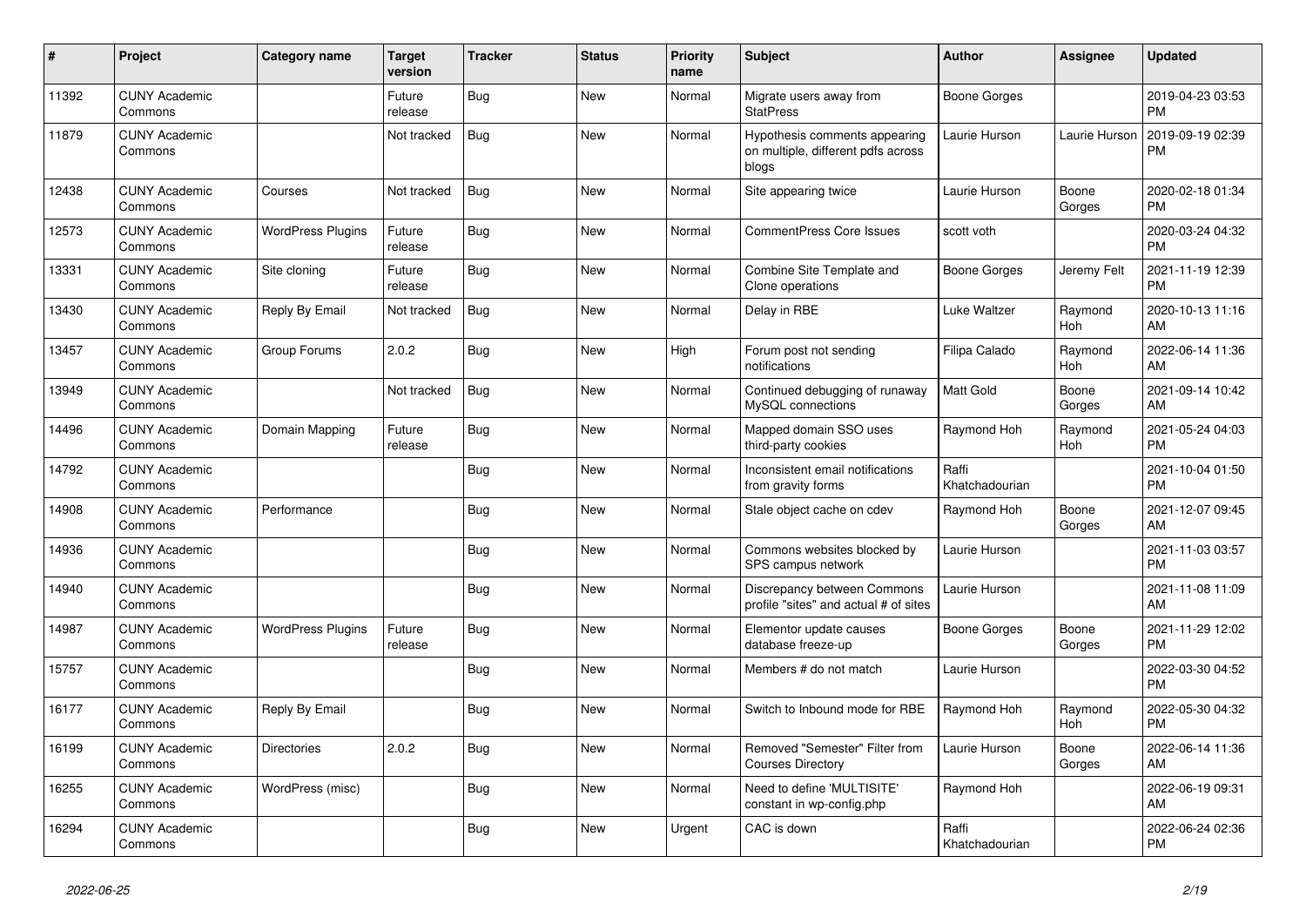| # | Project | Category name | Target version | Tracker | Status | Priority name | Subject | Author | Assignee | Updated |
|---|---|---|---|---|---|---|---|---|---|---|
| 11392 | CUNY Academic Commons | | Future release | Bug | New | Normal | Migrate users away from StatPress | Boone Gorges | | 2019-04-23 03:53 PM |
| 11879 | CUNY Academic Commons | | Not tracked | Bug | New | Normal | Hypothesis comments appearing on multiple, different pdfs across blogs | Laurie Hurson | Laurie Hurson | 2019-09-19 02:39 PM |
| 12438 | CUNY Academic Commons | Courses | Not tracked | Bug | New | Normal | Site appearing twice | Laurie Hurson | Boone Gorges | 2020-02-18 01:34 PM |
| 12573 | CUNY Academic Commons | WordPress Plugins | Future release | Bug | New | Normal | CommentPress Core Issues | scott voth | | 2020-03-24 04:32 PM |
| 13331 | CUNY Academic Commons | Site cloning | Future release | Bug | New | Normal | Combine Site Template and Clone operations | Boone Gorges | Jeremy Felt | 2021-11-19 12:39 PM |
| 13430 | CUNY Academic Commons | Reply By Email | Not tracked | Bug | New | Normal | Delay in RBE | Luke Waltzer | Raymond Hoh | 2020-10-13 11:16 AM |
| 13457 | CUNY Academic Commons | Group Forums | 2.0.2 | Bug | New | High | Forum post not sending notifications | Filipa Calado | Raymond Hoh | 2022-06-14 11:36 AM |
| 13949 | CUNY Academic Commons | | Not tracked | Bug | New | Normal | Continued debugging of runaway MySQL connections | Matt Gold | Boone Gorges | 2021-09-14 10:42 AM |
| 14496 | CUNY Academic Commons | Domain Mapping | Future release | Bug | New | Normal | Mapped domain SSO uses third-party cookies | Raymond Hoh | Raymond Hoh | 2021-05-24 04:03 PM |
| 14792 | CUNY Academic Commons | | | Bug | New | Normal | Inconsistent email notifications from gravity forms | Raffi Khatchadourian | | 2021-10-04 01:50 PM |
| 14908 | CUNY Academic Commons | Performance | | Bug | New | Normal | Stale object cache on cdev | Raymond Hoh | Boone Gorges | 2021-12-07 09:45 AM |
| 14936 | CUNY Academic Commons | | | Bug | New | Normal | Commons websites blocked by SPS campus network | Laurie Hurson | | 2021-11-03 03:57 PM |
| 14940 | CUNY Academic Commons | | | Bug | New | Normal | Discrepancy between Commons profile "sites" and actual # of sites | Laurie Hurson | | 2021-11-08 11:09 AM |
| 14987 | CUNY Academic Commons | WordPress Plugins | Future release | Bug | New | Normal | Elementor update causes database freeze-up | Boone Gorges | Boone Gorges | 2021-11-29 12:02 PM |
| 15757 | CUNY Academic Commons | | | Bug | New | Normal | Members # do not match | Laurie Hurson | | 2022-03-30 04:52 PM |
| 16177 | CUNY Academic Commons | Reply By Email | | Bug | New | Normal | Switch to Inbound mode for RBE | Raymond Hoh | Raymond Hoh | 2022-05-30 04:32 PM |
| 16199 | CUNY Academic Commons | Directories | 2.0.2 | Bug | New | Normal | Removed "Semester" Filter from Courses Directory | Laurie Hurson | Boone Gorges | 2022-06-14 11:36 AM |
| 16255 | CUNY Academic Commons | WordPress (misc) | | Bug | New | Normal | Need to define 'MULTISITE' constant in wp-config.php | Raymond Hoh | | 2022-06-19 09:31 AM |
| 16294 | CUNY Academic Commons | | | Bug | New | Urgent | CAC is down | Raffi Khatchadourian | | 2022-06-24 02:36 PM |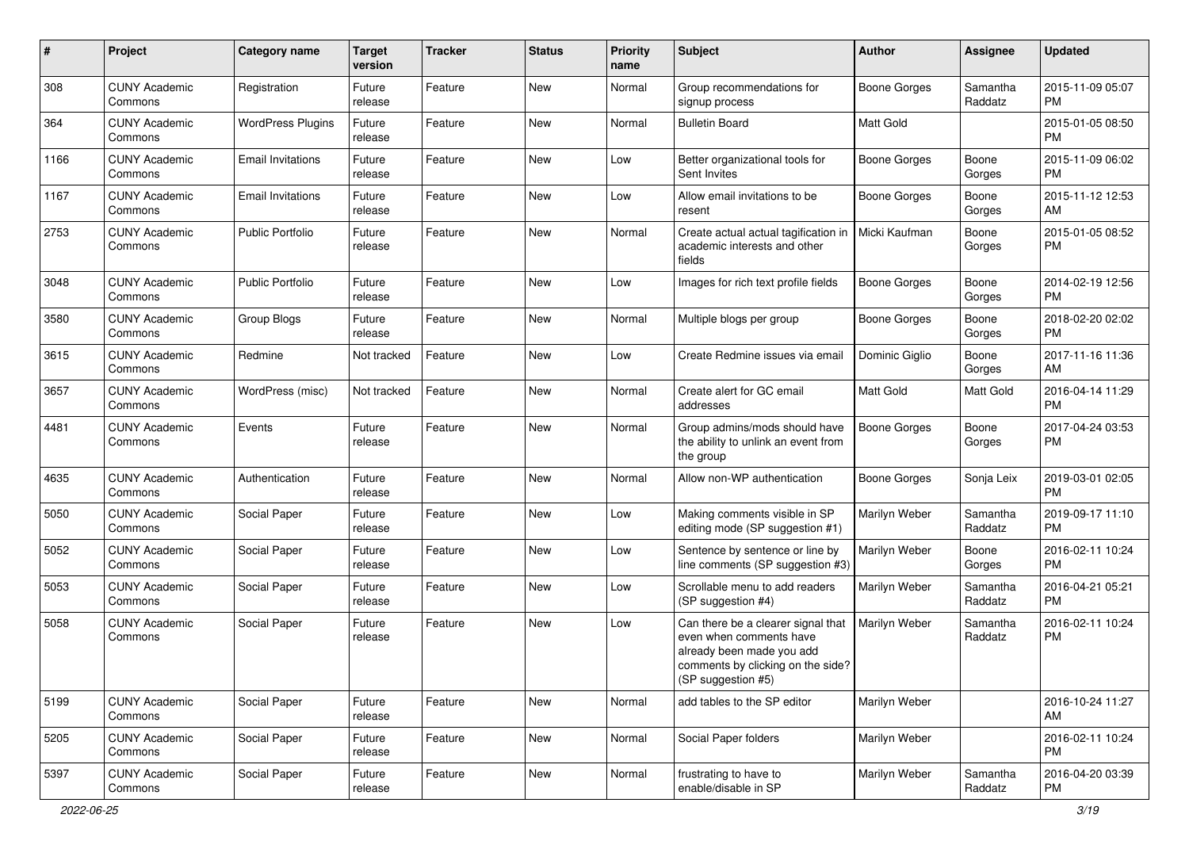| # | Project | Category name | Target version | Tracker | Status | Priority name | Subject | Author | Assignee | Updated |
|---|---|---|---|---|---|---|---|---|---|---|
| 308 | CUNY Academic Commons | Registration | Future release | Feature | New | Normal | Group recommendations for signup process | Boone Gorges | Samantha Raddatz | 2015-11-09 05:07 PM |
| 364 | CUNY Academic Commons | WordPress Plugins | Future release | Feature | New | Normal | Bulletin Board | Matt Gold | | 2015-01-05 08:50 PM |
| 1166 | CUNY Academic Commons | Email Invitations | Future release | Feature | New | Low | Better organizational tools for Sent Invites | Boone Gorges | Boone Gorges | 2015-11-09 06:02 PM |
| 1167 | CUNY Academic Commons | Email Invitations | Future release | Feature | New | Low | Allow email invitations to be resent | Boone Gorges | Boone Gorges | 2015-11-12 12:53 AM |
| 2753 | CUNY Academic Commons | Public Portfolio | Future release | Feature | New | Normal | Create actual actual tagification in academic interests and other fields | Micki Kaufman | Boone Gorges | 2015-01-05 08:52 PM |
| 3048 | CUNY Academic Commons | Public Portfolio | Future release | Feature | New | Low | Images for rich text profile fields | Boone Gorges | Boone Gorges | 2014-02-19 12:56 PM |
| 3580 | CUNY Academic Commons | Group Blogs | Future release | Feature | New | Normal | Multiple blogs per group | Boone Gorges | Boone Gorges | 2018-02-20 02:02 PM |
| 3615 | CUNY Academic Commons | Redmine | Not tracked | Feature | New | Low | Create Redmine issues via email | Dominic Giglio | Boone Gorges | 2017-11-16 11:36 AM |
| 3657 | CUNY Academic Commons | WordPress (misc) | Not tracked | Feature | New | Normal | Create alert for GC email addresses | Matt Gold | Matt Gold | 2016-04-14 11:29 PM |
| 4481 | CUNY Academic Commons | Events | Future release | Feature | New | Normal | Group admins/mods should have the ability to unlink an event from the group | Boone Gorges | Boone Gorges | 2017-04-24 03:53 PM |
| 4635 | CUNY Academic Commons | Authentication | Future release | Feature | New | Normal | Allow non-WP authentication | Boone Gorges | Sonja Leix | 2019-03-01 02:05 PM |
| 5050 | CUNY Academic Commons | Social Paper | Future release | Feature | New | Low | Making comments visible in SP editing mode (SP suggestion #1) | Marilyn Weber | Samantha Raddatz | 2019-09-17 11:10 PM |
| 5052 | CUNY Academic Commons | Social Paper | Future release | Feature | New | Low | Sentence by sentence or line by line comments (SP suggestion #3) | Marilyn Weber | Boone Gorges | 2016-02-11 10:24 PM |
| 5053 | CUNY Academic Commons | Social Paper | Future release | Feature | New | Low | Scrollable menu to add readers (SP suggestion #4) | Marilyn Weber | Samantha Raddatz | 2016-04-21 05:21 PM |
| 5058 | CUNY Academic Commons | Social Paper | Future release | Feature | New | Low | Can there be a clearer signal that even when comments have already been made you add comments by clicking on the side? (SP suggestion #5) | Marilyn Weber | Samantha Raddatz | 2016-02-11 10:24 PM |
| 5199 | CUNY Academic Commons | Social Paper | Future release | Feature | New | Normal | add tables to the SP editor | Marilyn Weber | | 2016-10-24 11:27 AM |
| 5205 | CUNY Academic Commons | Social Paper | Future release | Feature | New | Normal | Social Paper folders | Marilyn Weber | | 2016-02-11 10:24 PM |
| 5397 | CUNY Academic Commons | Social Paper | Future release | Feature | New | Normal | frustrating to have to enable/disable in SP | Marilyn Weber | Samantha Raddatz | 2016-04-20 03:39 PM |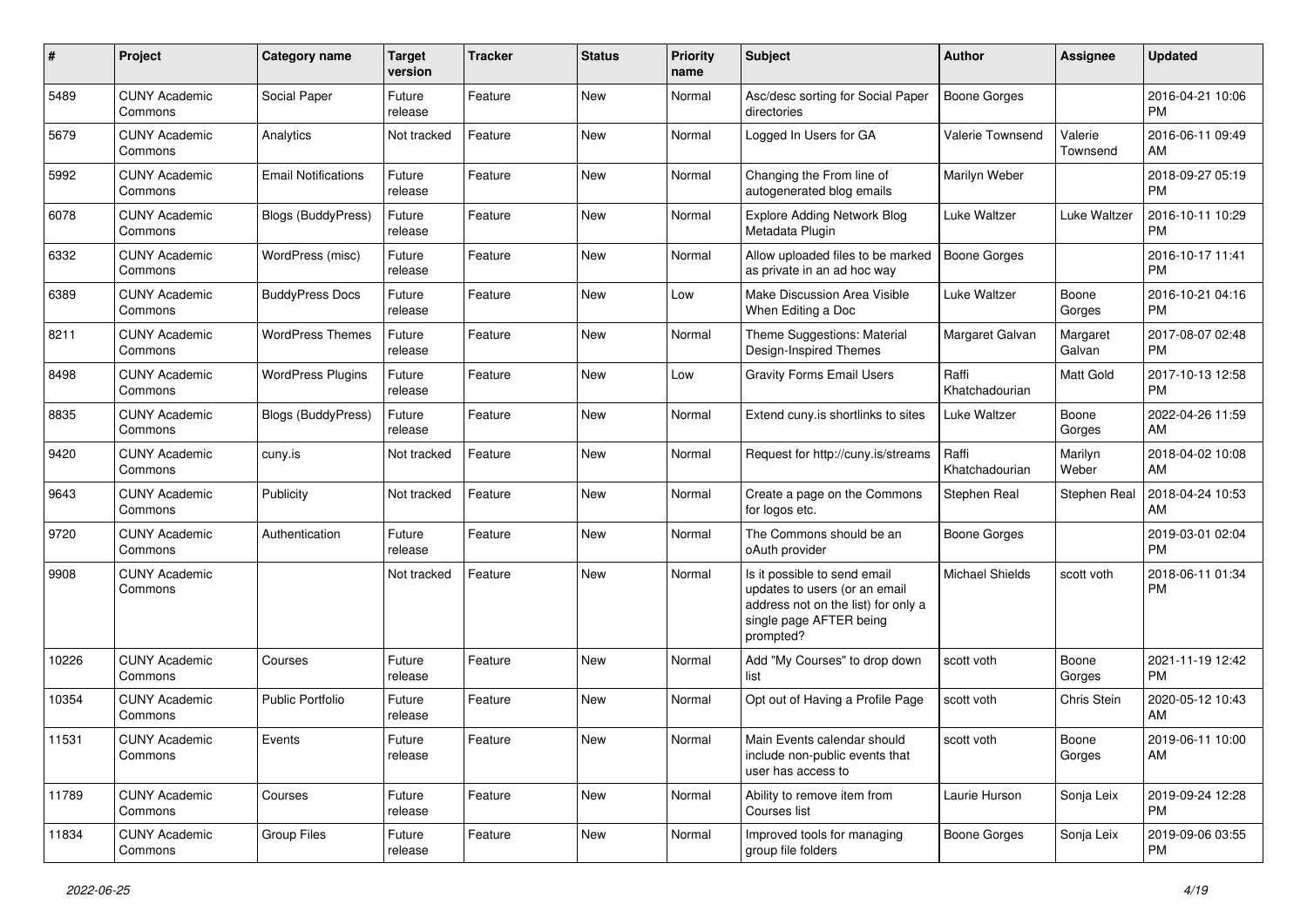| # | Project | Category name | Target version | Tracker | Status | Priority name | Subject | Author | Assignee | Updated |
|---|---|---|---|---|---|---|---|---|---|---|
| 5489 | CUNY Academic Commons | Social Paper | Future release | Feature | New | Normal | Asc/desc sorting for Social Paper directories | Boone Gorges | | 2016-04-21 10:06 PM |
| 5679 | CUNY Academic Commons | Analytics | Not tracked | Feature | New | Normal | Logged In Users for GA | Valerie Townsend | Valerie Townsend | 2016-06-11 09:49 AM |
| 5992 | CUNY Academic Commons | Email Notifications | Future release | Feature | New | Normal | Changing the From line of autogenerated blog emails | Marilyn Weber | | 2018-09-27 05:19 PM |
| 6078 | CUNY Academic Commons | Blogs (BuddyPress) | Future release | Feature | New | Normal | Explore Adding Network Blog Metadata Plugin | Luke Waltzer | Luke Waltzer | 2016-10-11 10:29 PM |
| 6332 | CUNY Academic Commons | WordPress (misc) | Future release | Feature | New | Normal | Allow uploaded files to be marked as private in an ad hoc way | Boone Gorges | | 2016-10-17 11:41 PM |
| 6389 | CUNY Academic Commons | BuddyPress Docs | Future release | Feature | New | Low | Make Discussion Area Visible When Editing a Doc | Luke Waltzer | Boone Gorges | 2016-10-21 04:16 PM |
| 8211 | CUNY Academic Commons | WordPress Themes | Future release | Feature | New | Normal | Theme Suggestions: Material Design-Inspired Themes | Margaret Galvan | Margaret Galvan | 2017-08-07 02:48 PM |
| 8498 | CUNY Academic Commons | WordPress Plugins | Future release | Feature | New | Low | Gravity Forms Email Users | Raffi Khatchadourian | Matt Gold | 2017-10-13 12:58 PM |
| 8835 | CUNY Academic Commons | Blogs (BuddyPress) | Future release | Feature | New | Normal | Extend cuny.is shortlinks to sites | Luke Waltzer | Boone Gorges | 2022-04-26 11:59 AM |
| 9420 | CUNY Academic Commons | cuny.is | Not tracked | Feature | New | Normal | Request for http://cuny.is/streams | Raffi Khatchadourian | Marilyn Weber | 2018-04-02 10:08 AM |
| 9643 | CUNY Academic Commons | Publicity | Not tracked | Feature | New | Normal | Create a page on the Commons for logos etc. | Stephen Real | Stephen Real | 2018-04-24 10:53 AM |
| 9720 | CUNY Academic Commons | Authentication | Future release | Feature | New | Normal | The Commons should be an oAuth provider | Boone Gorges | | 2019-03-01 02:04 PM |
| 9908 | CUNY Academic Commons | | Not tracked | Feature | New | Normal | Is it possible to send email updates to users (or an email address not on the list) for only a single page AFTER being prompted? | Michael Shields | scott voth | 2018-06-11 01:34 PM |
| 10226 | CUNY Academic Commons | Courses | Future release | Feature | New | Normal | Add "My Courses" to drop down list | scott voth | Boone Gorges | 2021-11-19 12:42 PM |
| 10354 | CUNY Academic Commons | Public Portfolio | Future release | Feature | New | Normal | Opt out of Having a Profile Page | scott voth | Chris Stein | 2020-05-12 10:43 AM |
| 11531 | CUNY Academic Commons | Events | Future release | Feature | New | Normal | Main Events calendar should include non-public events that user has access to | scott voth | Boone Gorges | 2019-06-11 10:00 AM |
| 11789 | CUNY Academic Commons | Courses | Future release | Feature | New | Normal | Ability to remove item from Courses list | Laurie Hurson | Sonja Leix | 2019-09-24 12:28 PM |
| 11834 | CUNY Academic Commons | Group Files | Future release | Feature | New | Normal | Improved tools for managing group file folders | Boone Gorges | Sonja Leix | 2019-09-06 03:55 PM |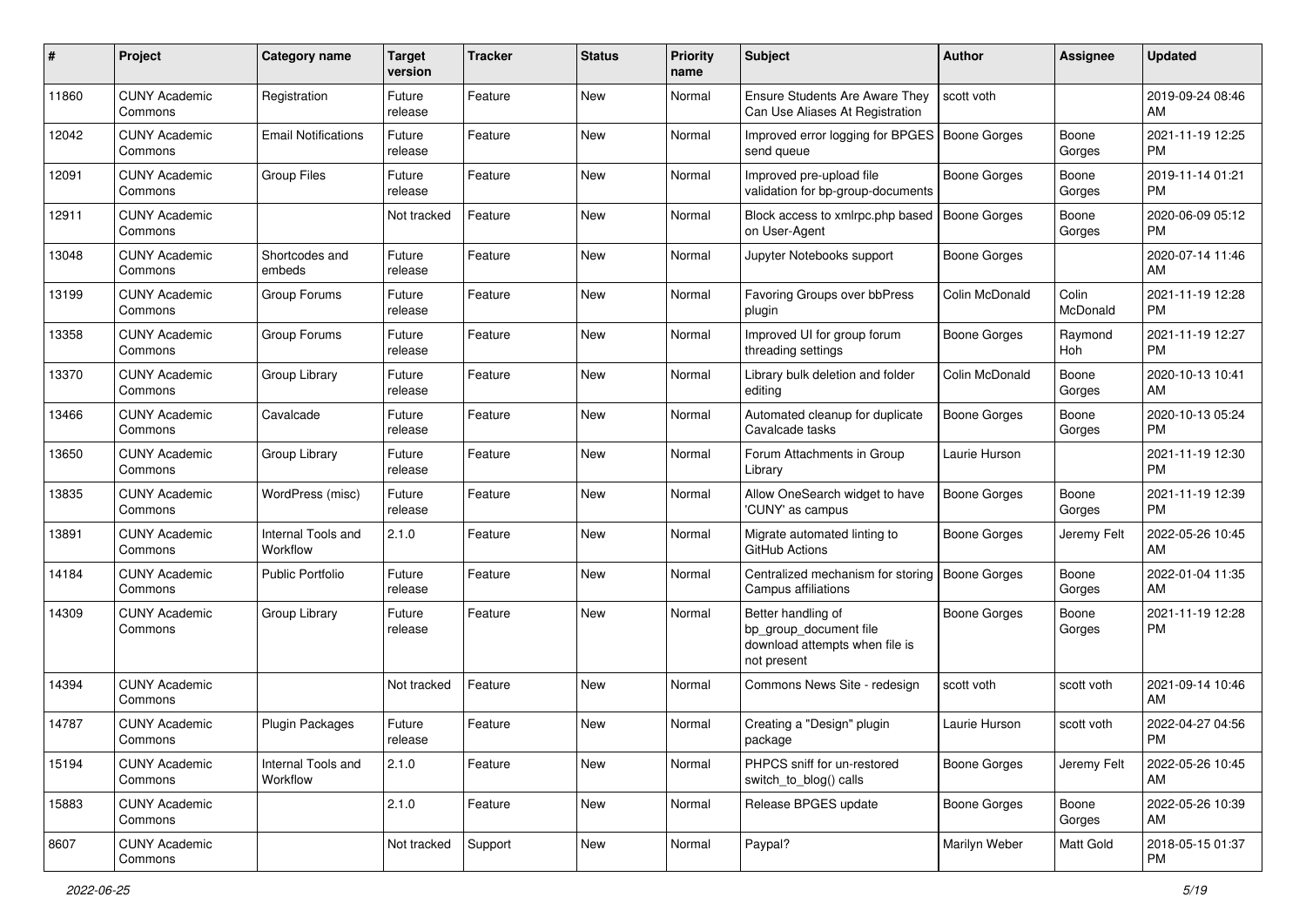| # | Project | Category name | Target version | Tracker | Status | Priority name | Subject | Author | Assignee | Updated |
|---|---|---|---|---|---|---|---|---|---|---|
| 11860 | CUNY Academic Commons | Registration | Future release | Feature | New | Normal | Ensure Students Are Aware They Can Use Aliases At Registration | scott voth | | 2019-09-24 08:46 AM |
| 12042 | CUNY Academic Commons | Email Notifications | Future release | Feature | New | Normal | Improved error logging for BPGES send queue | Boone Gorges | Boone Gorges | 2021-11-19 12:25 PM |
| 12091 | CUNY Academic Commons | Group Files | Future release | Feature | New | Normal | Improved pre-upload file validation for bp-group-documents | Boone Gorges | Boone Gorges | 2019-11-14 01:21 PM |
| 12911 | CUNY Academic Commons | | Not tracked | Feature | New | Normal | Block access to xmlrpc.php based on User-Agent | Boone Gorges | Boone Gorges | 2020-06-09 05:12 PM |
| 13048 | CUNY Academic Commons | Shortcodes and embeds | Future release | Feature | New | Normal | Jupyter Notebooks support | Boone Gorges | | 2020-07-14 11:46 AM |
| 13199 | CUNY Academic Commons | Group Forums | Future release | Feature | New | Normal | Favoring Groups over bbPress plugin | Colin McDonald | Colin McDonald | 2021-11-19 12:28 PM |
| 13358 | CUNY Academic Commons | Group Forums | Future release | Feature | New | Normal | Improved UI for group forum threading settings | Boone Gorges | Raymond Hoh | 2021-11-19 12:27 PM |
| 13370 | CUNY Academic Commons | Group Library | Future release | Feature | New | Normal | Library bulk deletion and folder editing | Colin McDonald | Boone Gorges | 2020-10-13 10:41 AM |
| 13466 | CUNY Academic Commons | Cavalcade | Future release | Feature | New | Normal | Automated cleanup for duplicate Cavalcade tasks | Boone Gorges | Boone Gorges | 2020-10-13 05:24 PM |
| 13650 | CUNY Academic Commons | Group Library | Future release | Feature | New | Normal | Forum Attachments in Group Library | Laurie Hurson | | 2021-11-19 12:30 PM |
| 13835 | CUNY Academic Commons | WordPress (misc) | Future release | Feature | New | Normal | Allow OneSearch widget to have 'CUNY' as campus | Boone Gorges | Boone Gorges | 2021-11-19 12:39 PM |
| 13891 | CUNY Academic Commons | Internal Tools and Workflow | 2.1.0 | Feature | New | Normal | Migrate automated linting to GitHub Actions | Boone Gorges | Jeremy Felt | 2022-05-26 10:45 AM |
| 14184 | CUNY Academic Commons | Public Portfolio | Future release | Feature | New | Normal | Centralized mechanism for storing Campus affiliations | Boone Gorges | Boone Gorges | 2022-01-04 11:35 AM |
| 14309 | CUNY Academic Commons | Group Library | Future release | Feature | New | Normal | Better handling of bp_group_document file download attempts when file is not present | Boone Gorges | Boone Gorges | 2021-11-19 12:28 PM |
| 14394 | CUNY Academic Commons | | Not tracked | Feature | New | Normal | Commons News Site - redesign | scott voth | scott voth | 2021-09-14 10:46 AM |
| 14787 | CUNY Academic Commons | Plugin Packages | Future release | Feature | New | Normal | Creating a "Design" plugin package | Laurie Hurson | scott voth | 2022-04-27 04:56 PM |
| 15194 | CUNY Academic Commons | Internal Tools and Workflow | 2.1.0 | Feature | New | Normal | PHPCS sniff for un-restored switch_to_blog() calls | Boone Gorges | Jeremy Felt | 2022-05-26 10:45 AM |
| 15883 | CUNY Academic Commons | | 2.1.0 | Feature | New | Normal | Release BPGES update | Boone Gorges | Boone Gorges | 2022-05-26 10:39 AM |
| 8607 | CUNY Academic Commons | | Not tracked | Support | New | Normal | Paypal? | Marilyn Weber | Matt Gold | 2018-05-15 01:37 PM |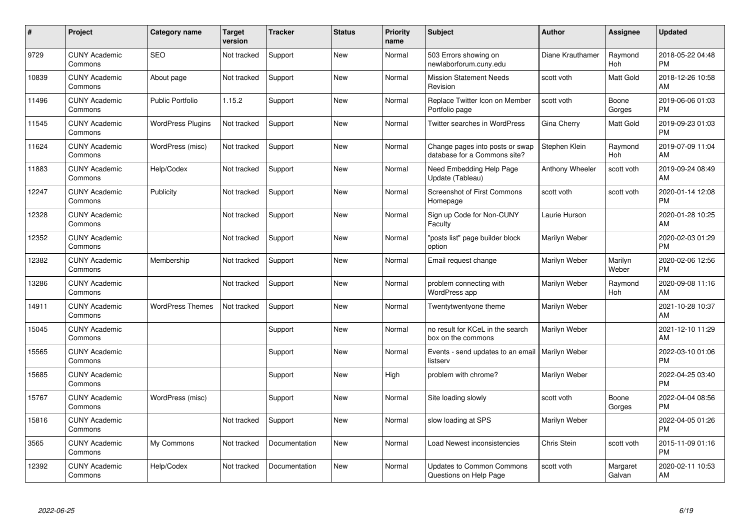| # | Project | Category name | Target version | Tracker | Status | Priority name | Subject | Author | Assignee | Updated |
|---|---|---|---|---|---|---|---|---|---|---|
| 9729 | CUNY Academic Commons | SEO | Not tracked | Support | New | Normal | 503 Errors showing on newlaborforum.cuny.edu | Diane Krauthamer | Raymond Hoh | 2018-05-22 04:48 PM |
| 10839 | CUNY Academic Commons | About page | Not tracked | Support | New | Normal | Mission Statement Needs Revision | scott voth | Matt Gold | 2018-12-26 10:58 AM |
| 11496 | CUNY Academic Commons | Public Portfolio | 1.15.2 | Support | New | Normal | Replace Twitter Icon on Member Portfolio page | scott voth | Boone Gorges | 2019-06-06 01:03 PM |
| 11545 | CUNY Academic Commons | WordPress Plugins | Not tracked | Support | New | Normal | Twitter searches in WordPress | Gina Cherry | Matt Gold | 2019-09-23 01:03 PM |
| 11624 | CUNY Academic Commons | WordPress (misc) | Not tracked | Support | New | Normal | Change pages into posts or swap database for a Commons site? | Stephen Klein | Raymond Hoh | 2019-07-09 11:04 AM |
| 11883 | CUNY Academic Commons | Help/Codex | Not tracked | Support | New | Normal | Need Embedding Help Page Update (Tableau) | Anthony Wheeler | scott voth | 2019-09-24 08:49 AM |
| 12247 | CUNY Academic Commons | Publicity | Not tracked | Support | New | Normal | Screenshot of First Commons Homepage | scott voth | scott voth | 2020-01-14 12:08 PM |
| 12328 | CUNY Academic Commons | | Not tracked | Support | New | Normal | Sign up Code for Non-CUNY Faculty | Laurie Hurson | | 2020-01-28 10:25 AM |
| 12352 | CUNY Academic Commons | | Not tracked | Support | New | Normal | "posts list" page builder block option | Marilyn Weber | | 2020-02-03 01:29 PM |
| 12382 | CUNY Academic Commons | Membership | Not tracked | Support | New | Normal | Email request change | Marilyn Weber | Marilyn Weber | 2020-02-06 12:56 PM |
| 13286 | CUNY Academic Commons | | Not tracked | Support | New | Normal | problem connecting with WordPress app | Marilyn Weber | Raymond Hoh | 2020-09-08 11:16 AM |
| 14911 | CUNY Academic Commons | WordPress Themes | Not tracked | Support | New | Normal | Twentytwentyone theme | Marilyn Weber | | 2021-10-28 10:37 AM |
| 15045 | CUNY Academic Commons | | | Support | New | Normal | no result for KCeL in the search box on the commons | Marilyn Weber | | 2021-12-10 11:29 AM |
| 15565 | CUNY Academic Commons | | | Support | New | Normal | Events - send updates to an email listserv | Marilyn Weber | | 2022-03-10 01:06 PM |
| 15685 | CUNY Academic Commons | | | Support | New | High | problem with chrome? | Marilyn Weber | | 2022-04-25 03:40 PM |
| 15767 | CUNY Academic Commons | WordPress (misc) | | Support | New | Normal | Site loading slowly | scott voth | Boone Gorges | 2022-04-04 08:56 PM |
| 15816 | CUNY Academic Commons | | Not tracked | Support | New | Normal | slow loading at SPS | Marilyn Weber | | 2022-04-05 01:26 PM |
| 3565 | CUNY Academic Commons | My Commons | Not tracked | Documentation | New | Normal | Load Newest inconsistencies | Chris Stein | scott voth | 2015-11-09 01:16 PM |
| 12392 | CUNY Academic Commons | Help/Codex | Not tracked | Documentation | New | Normal | Updates to Common Commons Questions on Help Page | scott voth | Margaret Galvan | 2020-02-11 10:53 AM |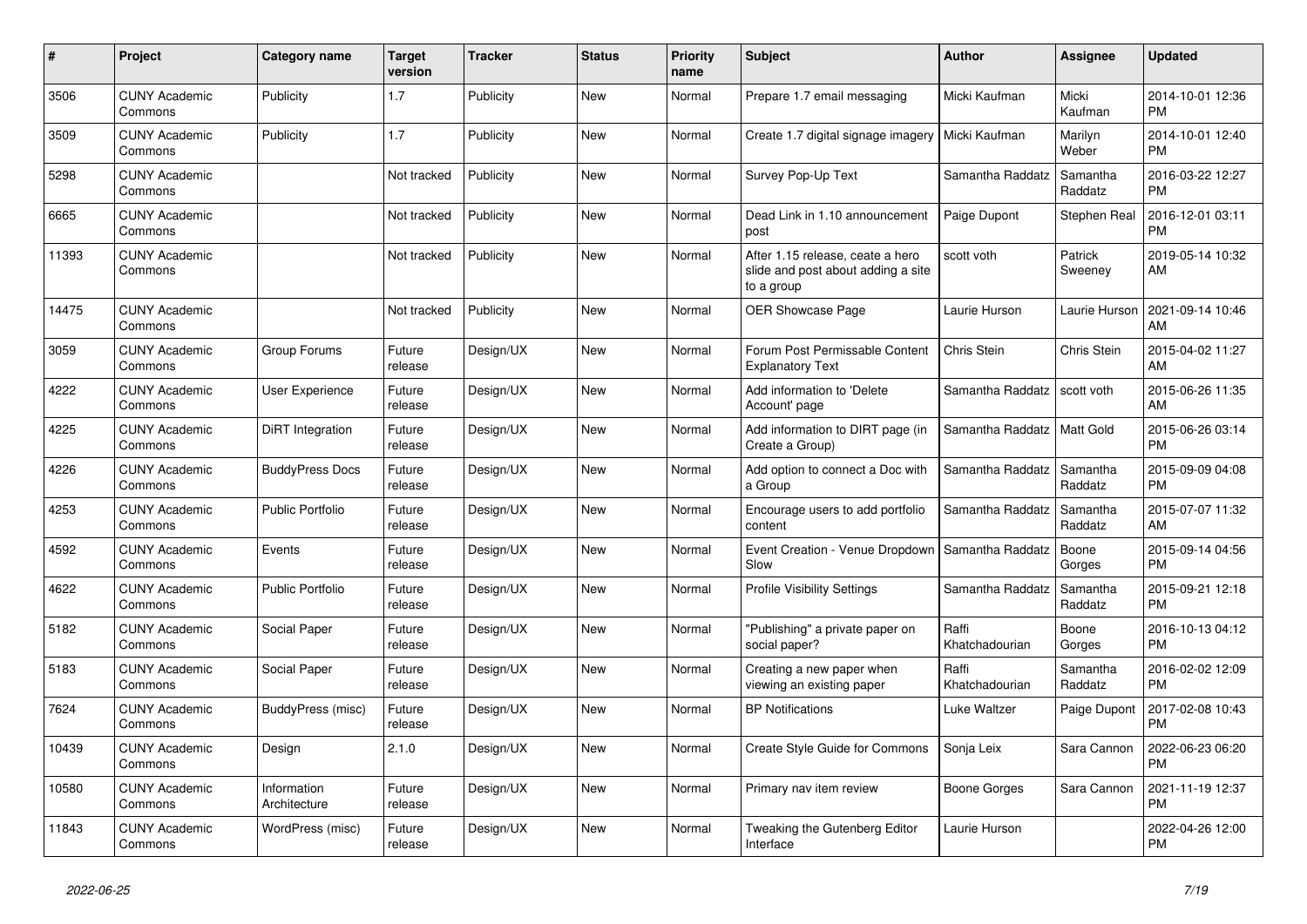| # | Project | Category name | Target version | Tracker | Status | Priority name | Subject | Author | Assignee | Updated |
|---|---|---|---|---|---|---|---|---|---|---|
| 3506 | CUNY Academic Commons | Publicity | 1.7 | Publicity | New | Normal | Prepare 1.7 email messaging | Micki Kaufman | Micki Kaufman | 2014-10-01 12:36 PM |
| 3509 | CUNY Academic Commons | Publicity | 1.7 | Publicity | New | Normal | Create 1.7 digital signage imagery | Micki Kaufman | Marilyn Weber | 2014-10-01 12:40 PM |
| 5298 | CUNY Academic Commons | | Not tracked | Publicity | New | Normal | Survey Pop-Up Text | Samantha Raddatz | Samantha Raddatz | 2016-03-22 12:27 PM |
| 6665 | CUNY Academic Commons | | Not tracked | Publicity | New | Normal | Dead Link in 1.10 announcement post | Paige Dupont | Stephen Real | 2016-12-01 03:11 PM |
| 11393 | CUNY Academic Commons | | Not tracked | Publicity | New | Normal | After 1.15 release, ceate a hero slide and post about adding a site to a group | scott voth | Patrick Sweeney | 2019-05-14 10:32 AM |
| 14475 | CUNY Academic Commons | | Not tracked | Publicity | New | Normal | OER Showcase Page | Laurie Hurson | Laurie Hurson | 2021-09-14 10:46 AM |
| 3059 | CUNY Academic Commons | Group Forums | Future release | Design/UX | New | Normal | Forum Post Permissable Content Explanatory Text | Chris Stein | Chris Stein | 2015-04-02 11:27 AM |
| 4222 | CUNY Academic Commons | User Experience | Future release | Design/UX | New | Normal | Add information to 'Delete Account' page | Samantha Raddatz | scott voth | 2015-06-26 11:35 AM |
| 4225 | CUNY Academic Commons | DiRT Integration | Future release | Design/UX | New | Normal | Add information to DIRT page (in Create a Group) | Samantha Raddatz | Matt Gold | 2015-06-26 03:14 PM |
| 4226 | CUNY Academic Commons | BuddyPress Docs | Future release | Design/UX | New | Normal | Add option to connect a Doc with a Group | Samantha Raddatz | Samantha Raddatz | 2015-09-09 04:08 PM |
| 4253 | CUNY Academic Commons | Public Portfolio | Future release | Design/UX | New | Normal | Encourage users to add portfolio content | Samantha Raddatz | Samantha Raddatz | 2015-07-07 11:32 AM |
| 4592 | CUNY Academic Commons | Events | Future release | Design/UX | New | Normal | Event Creation - Venue Dropdown Slow | Samantha Raddatz | Boone Gorges | 2015-09-14 04:56 PM |
| 4622 | CUNY Academic Commons | Public Portfolio | Future release | Design/UX | New | Normal | Profile Visibility Settings | Samantha Raddatz | Samantha Raddatz | 2015-09-21 12:18 PM |
| 5182 | CUNY Academic Commons | Social Paper | Future release | Design/UX | New | Normal | "Publishing" a private paper on social paper? | Raffi Khatchadourian | Boone Gorges | 2016-10-13 04:12 PM |
| 5183 | CUNY Academic Commons | Social Paper | Future release | Design/UX | New | Normal | Creating a new paper when viewing an existing paper | Raffi Khatchadourian | Samantha Raddatz | 2016-02-02 12:09 PM |
| 7624 | CUNY Academic Commons | BuddyPress (misc) | Future release | Design/UX | New | Normal | BP Notifications | Luke Waltzer | Paige Dupont | 2017-02-08 10:43 PM |
| 10439 | CUNY Academic Commons | Design | 2.1.0 | Design/UX | New | Normal | Create Style Guide for Commons | Sonja Leix | Sara Cannon | 2022-06-23 06:20 PM |
| 10580 | CUNY Academic Commons | Information Architecture | Future release | Design/UX | New | Normal | Primary nav item review | Boone Gorges | Sara Cannon | 2021-11-19 12:37 PM |
| 11843 | CUNY Academic Commons | WordPress (misc) | Future release | Design/UX | New | Normal | Tweaking the Gutenberg Editor Interface | Laurie Hurson | | 2022-04-26 12:00 PM |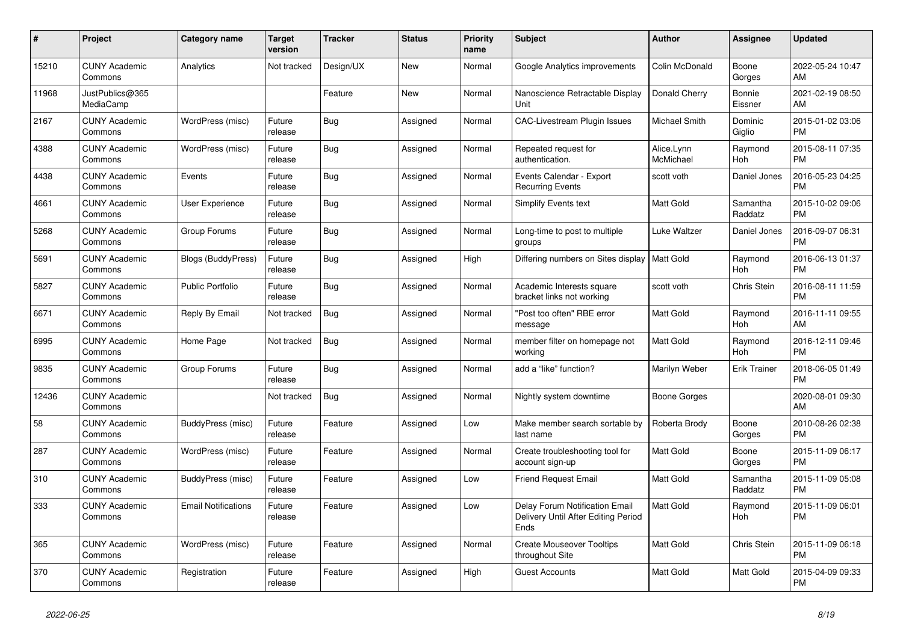| # | Project | Category name | Target version | Tracker | Status | Priority name | Subject | Author | Assignee | Updated |
|---|---|---|---|---|---|---|---|---|---|---|
| 15210 | CUNY Academic Commons | Analytics | Not tracked | Design/UX | New | Normal | Google Analytics improvements | Colin McDonald | Boone Gorges | 2022-05-24 10:47 AM |
| 11968 | JustPublics@365 MediaCamp | | | Feature | New | Normal | Nanoscience Retractable Display Unit | Donald Cherry | Bonnie Eissner | 2021-02-19 08:50 AM |
| 2167 | CUNY Academic Commons | WordPress (misc) | Future release | Bug | Assigned | Normal | CAC-Livestream Plugin Issues | Michael Smith | Dominic Giglio | 2015-01-02 03:06 PM |
| 4388 | CUNY Academic Commons | WordPress (misc) | Future release | Bug | Assigned | Normal | Repeated request for authentication. | Alice.Lynn McMichael | Raymond Hoh | 2015-08-11 07:35 PM |
| 4438 | CUNY Academic Commons | Events | Future release | Bug | Assigned | Normal | Events Calendar - Export Recurring Events | scott voth | Daniel Jones | 2016-05-23 04:25 PM |
| 4661 | CUNY Academic Commons | User Experience | Future release | Bug | Assigned | Normal | Simplify Events text | Matt Gold | Samantha Raddatz | 2015-10-02 09:06 PM |
| 5268 | CUNY Academic Commons | Group Forums | Future release | Bug | Assigned | Normal | Long-time to post to multiple groups | Luke Waltzer | Daniel Jones | 2016-09-07 06:31 PM |
| 5691 | CUNY Academic Commons | Blogs (BuddyPress) | Future release | Bug | Assigned | High | Differing numbers on Sites display | Matt Gold | Raymond Hoh | 2016-06-13 01:37 PM |
| 5827 | CUNY Academic Commons | Public Portfolio | Future release | Bug | Assigned | Normal | Academic Interests square bracket links not working | scott voth | Chris Stein | 2016-08-11 11:59 PM |
| 6671 | CUNY Academic Commons | Reply By Email | Not tracked | Bug | Assigned | Normal | "Post too often" RBE error message | Matt Gold | Raymond Hoh | 2016-11-11 09:55 AM |
| 6995 | CUNY Academic Commons | Home Page | Not tracked | Bug | Assigned | Normal | member filter on homepage not working | Matt Gold | Raymond Hoh | 2016-12-11 09:46 PM |
| 9835 | CUNY Academic Commons | Group Forums | Future release | Bug | Assigned | Normal | add a “like” function? | Marilyn Weber | Erik Trainer | 2018-06-05 01:49 PM |
| 12436 | CUNY Academic Commons | | Not tracked | Bug | Assigned | Normal | Nightly system downtime | Boone Gorges | | 2020-08-01 09:30 AM |
| 58 | CUNY Academic Commons | BuddyPress (misc) | Future release | Feature | Assigned | Low | Make member search sortable by last name | Roberta Brody | Boone Gorges | 2010-08-26 02:38 PM |
| 287 | CUNY Academic Commons | WordPress (misc) | Future release | Feature | Assigned | Normal | Create troubleshooting tool for account sign-up | Matt Gold | Boone Gorges | 2015-11-09 06:17 PM |
| 310 | CUNY Academic Commons | BuddyPress (misc) | Future release | Feature | Assigned | Low | Friend Request Email | Matt Gold | Samantha Raddatz | 2015-11-09 05:08 PM |
| 333 | CUNY Academic Commons | Email Notifications | Future release | Feature | Assigned | Low | Delay Forum Notification Email Delivery Until After Editing Period Ends | Matt Gold | Raymond Hoh | 2015-11-09 06:01 PM |
| 365 | CUNY Academic Commons | WordPress (misc) | Future release | Feature | Assigned | Normal | Create Mouseover Tooltips throughout Site | Matt Gold | Chris Stein | 2015-11-09 06:18 PM |
| 370 | CUNY Academic Commons | Registration | Future release | Feature | Assigned | High | Guest Accounts | Matt Gold | Matt Gold | 2015-04-09 09:33 PM |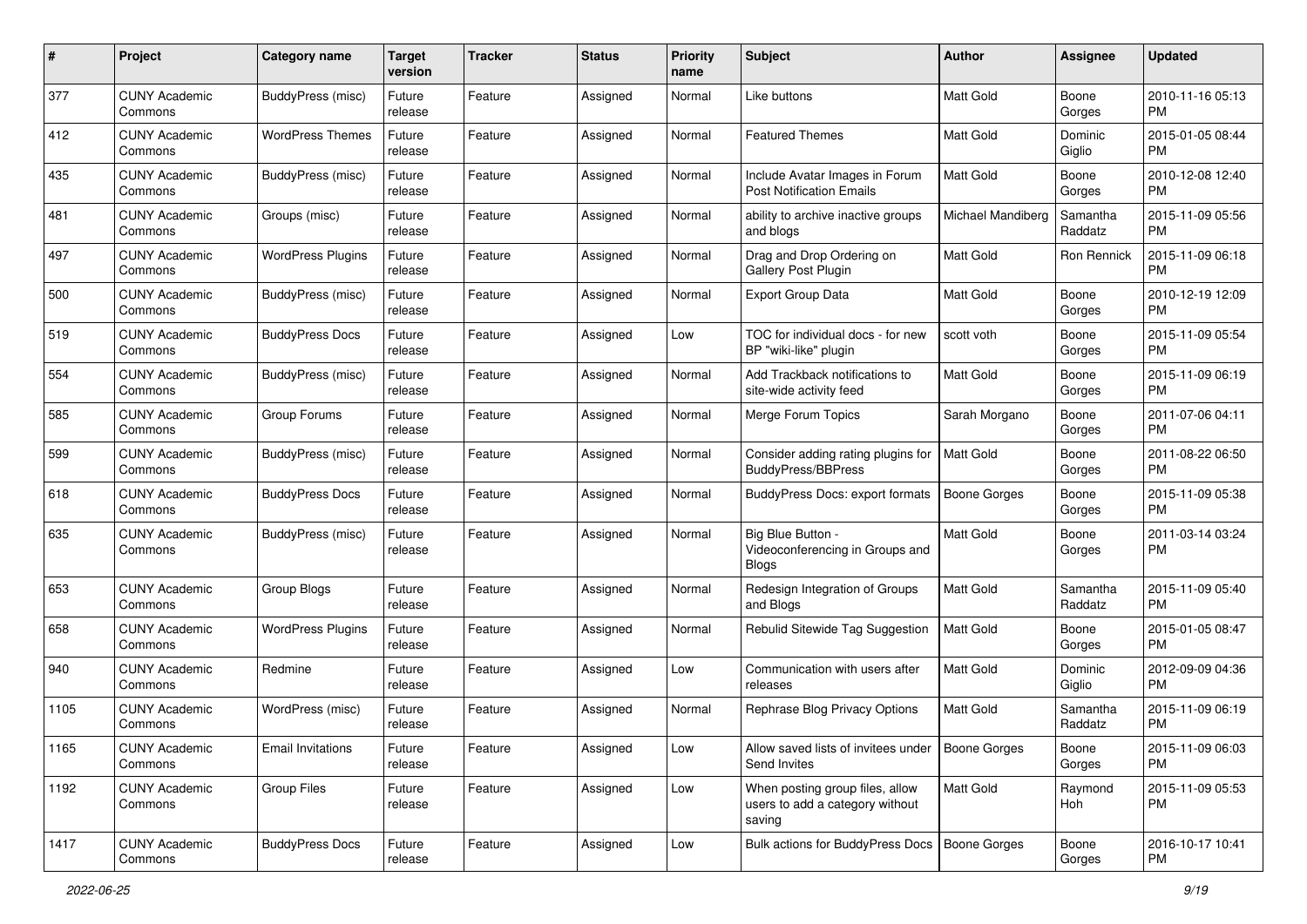| # | Project | Category name | Target version | Tracker | Status | Priority name | Subject | Author | Assignee | Updated |
|---|---|---|---|---|---|---|---|---|---|---|
| 377 | CUNY Academic Commons | BuddyPress (misc) | Future release | Feature | Assigned | Normal | Like buttons | Matt Gold | Boone Gorges | 2010-11-16 05:13 PM |
| 412 | CUNY Academic Commons | WordPress Themes | Future release | Feature | Assigned | Normal | Featured Themes | Matt Gold | Dominic Giglio | 2015-01-05 08:44 PM |
| 435 | CUNY Academic Commons | BuddyPress (misc) | Future release | Feature | Assigned | Normal | Include Avatar Images in Forum Post Notification Emails | Matt Gold | Boone Gorges | 2010-12-08 12:40 PM |
| 481 | CUNY Academic Commons | Groups (misc) | Future release | Feature | Assigned | Normal | ability to archive inactive groups and blogs | Michael Mandiberg | Samantha Raddatz | 2015-11-09 05:56 PM |
| 497 | CUNY Academic Commons | WordPress Plugins | Future release | Feature | Assigned | Normal | Drag and Drop Ordering on Gallery Post Plugin | Matt Gold | Ron Rennick | 2015-11-09 06:18 PM |
| 500 | CUNY Academic Commons | BuddyPress (misc) | Future release | Feature | Assigned | Normal | Export Group Data | Matt Gold | Boone Gorges | 2010-12-19 12:09 PM |
| 519 | CUNY Academic Commons | BuddyPress Docs | Future release | Feature | Assigned | Low | TOC for individual docs - for new BP "wiki-like" plugin | scott voth | Boone Gorges | 2015-11-09 05:54 PM |
| 554 | CUNY Academic Commons | BuddyPress (misc) | Future release | Feature | Assigned | Normal | Add Trackback notifications to site-wide activity feed | Matt Gold | Boone Gorges | 2015-11-09 06:19 PM |
| 585 | CUNY Academic Commons | Group Forums | Future release | Feature | Assigned | Normal | Merge Forum Topics | Sarah Morgano | Boone Gorges | 2011-07-06 04:11 PM |
| 599 | CUNY Academic Commons | BuddyPress (misc) | Future release | Feature | Assigned | Normal | Consider adding rating plugins for BuddyPress/BBPress | Matt Gold | Boone Gorges | 2011-08-22 06:50 PM |
| 618 | CUNY Academic Commons | BuddyPress Docs | Future release | Feature | Assigned | Normal | BuddyPress Docs: export formats | Boone Gorges | Boone Gorges | 2015-11-09 05:38 PM |
| 635 | CUNY Academic Commons | BuddyPress (misc) | Future release | Feature | Assigned | Normal | Big Blue Button - Videoconferencing in Groups and Blogs | Matt Gold | Boone Gorges | 2011-03-14 03:24 PM |
| 653 | CUNY Academic Commons | Group Blogs | Future release | Feature | Assigned | Normal | Redesign Integration of Groups and Blogs | Matt Gold | Samantha Raddatz | 2015-11-09 05:40 PM |
| 658 | CUNY Academic Commons | WordPress Plugins | Future release | Feature | Assigned | Normal | Rebulid Sitewide Tag Suggestion | Matt Gold | Boone Gorges | 2015-01-05 08:47 PM |
| 940 | CUNY Academic Commons | Redmine | Future release | Feature | Assigned | Low | Communication with users after releases | Matt Gold | Dominic Giglio | 2012-09-09 04:36 PM |
| 1105 | CUNY Academic Commons | WordPress (misc) | Future release | Feature | Assigned | Normal | Rephrase Blog Privacy Options | Matt Gold | Samantha Raddatz | 2015-11-09 06:19 PM |
| 1165 | CUNY Academic Commons | Email Invitations | Future release | Feature | Assigned | Low | Allow saved lists of invitees under Send Invites | Boone Gorges | Boone Gorges | 2015-11-09 06:03 PM |
| 1192 | CUNY Academic Commons | Group Files | Future release | Feature | Assigned | Low | When posting group files, allow users to add a category without saving | Matt Gold | Raymond Hoh | 2015-11-09 05:53 PM |
| 1417 | CUNY Academic Commons | BuddyPress Docs | Future release | Feature | Assigned | Low | Bulk actions for BuddyPress Docs | Boone Gorges | Boone Gorges | 2016-10-17 10:41 PM |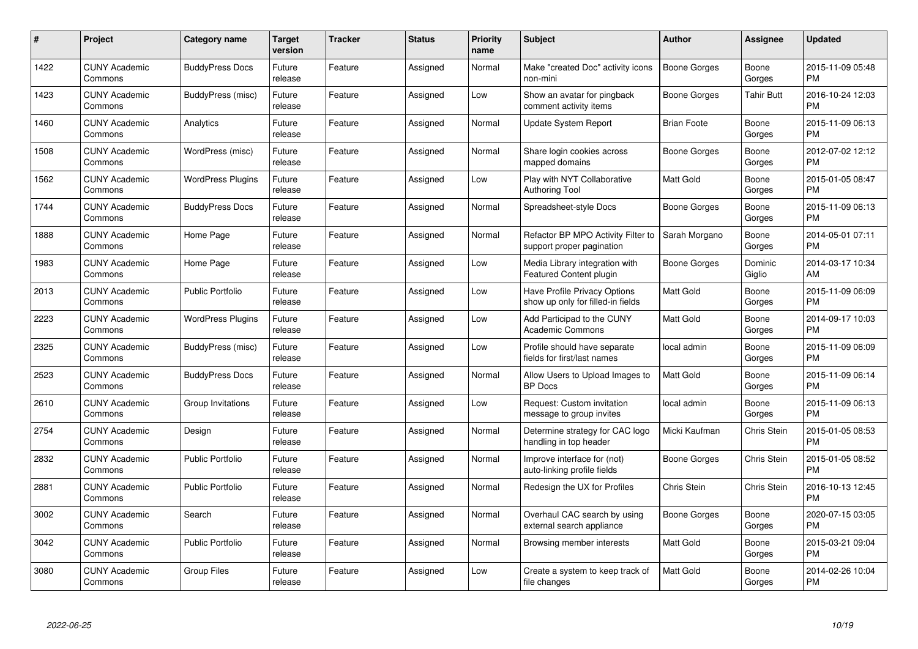| # | Project | Category name | Target version | Tracker | Status | Priority name | Subject | Author | Assignee | Updated |
|---|---|---|---|---|---|---|---|---|---|---|
| 1422 | CUNY Academic Commons | BuddyPress Docs | Future release | Feature | Assigned | Normal | Make "created Doc" activity icons non-mini | Boone Gorges | Boone Gorges | 2015-11-09 05:48 PM |
| 1423 | CUNY Academic Commons | BuddyPress (misc) | Future release | Feature | Assigned | Low | Show an avatar for pingback comment activity items | Boone Gorges | Tahir Butt | 2016-10-24 12:03 PM |
| 1460 | CUNY Academic Commons | Analytics | Future release | Feature | Assigned | Normal | Update System Report | Brian Foote | Boone Gorges | 2015-11-09 06:13 PM |
| 1508 | CUNY Academic Commons | WordPress (misc) | Future release | Feature | Assigned | Normal | Share login cookies across mapped domains | Boone Gorges | Boone Gorges | 2012-07-02 12:12 PM |
| 1562 | CUNY Academic Commons | WordPress Plugins | Future release | Feature | Assigned | Low | Play with NYT Collaborative Authoring Tool | Matt Gold | Boone Gorges | 2015-01-05 08:47 PM |
| 1744 | CUNY Academic Commons | BuddyPress Docs | Future release | Feature | Assigned | Normal | Spreadsheet-style Docs | Boone Gorges | Boone Gorges | 2015-11-09 06:13 PM |
| 1888 | CUNY Academic Commons | Home Page | Future release | Feature | Assigned | Normal | Refactor BP MPO Activity Filter to support proper pagination | Sarah Morgano | Boone Gorges | 2014-05-01 07:11 PM |
| 1983 | CUNY Academic Commons | Home Page | Future release | Feature | Assigned | Low | Media Library integration with Featured Content plugin | Boone Gorges | Dominic Giglio | 2014-03-17 10:34 AM |
| 2013 | CUNY Academic Commons | Public Portfolio | Future release | Feature | Assigned | Low | Have Profile Privacy Options show up only for filled-in fields | Matt Gold | Boone Gorges | 2015-11-09 06:09 PM |
| 2223 | CUNY Academic Commons | WordPress Plugins | Future release | Feature | Assigned | Low | Add Participad to the CUNY Academic Commons | Matt Gold | Boone Gorges | 2014-09-17 10:03 PM |
| 2325 | CUNY Academic Commons | BuddyPress (misc) | Future release | Feature | Assigned | Low | Profile should have separate fields for first/last names | local admin | Boone Gorges | 2015-11-09 06:09 PM |
| 2523 | CUNY Academic Commons | BuddyPress Docs | Future release | Feature | Assigned | Normal | Allow Users to Upload Images to BP Docs | Matt Gold | Boone Gorges | 2015-11-09 06:14 PM |
| 2610 | CUNY Academic Commons | Group Invitations | Future release | Feature | Assigned | Low | Request: Custom invitation message to group invites | local admin | Boone Gorges | 2015-11-09 06:13 PM |
| 2754 | CUNY Academic Commons | Design | Future release | Feature | Assigned | Normal | Determine strategy for CAC logo handling in top header | Micki Kaufman | Chris Stein | 2015-01-05 08:53 PM |
| 2832 | CUNY Academic Commons | Public Portfolio | Future release | Feature | Assigned | Normal | Improve interface for (not) auto-linking profile fields | Boone Gorges | Chris Stein | 2015-01-05 08:52 PM |
| 2881 | CUNY Academic Commons | Public Portfolio | Future release | Feature | Assigned | Normal | Redesign the UX for Profiles | Chris Stein | Chris Stein | 2016-10-13 12:45 PM |
| 3002 | CUNY Academic Commons | Search | Future release | Feature | Assigned | Normal | Overhaul CAC search by using external search appliance | Boone Gorges | Boone Gorges | 2020-07-15 03:05 PM |
| 3042 | CUNY Academic Commons | Public Portfolio | Future release | Feature | Assigned | Normal | Browsing member interests | Matt Gold | Boone Gorges | 2015-03-21 09:04 PM |
| 3080 | CUNY Academic Commons | Group Files | Future release | Feature | Assigned | Low | Create a system to keep track of file changes | Matt Gold | Boone Gorges | 2014-02-26 10:04 PM |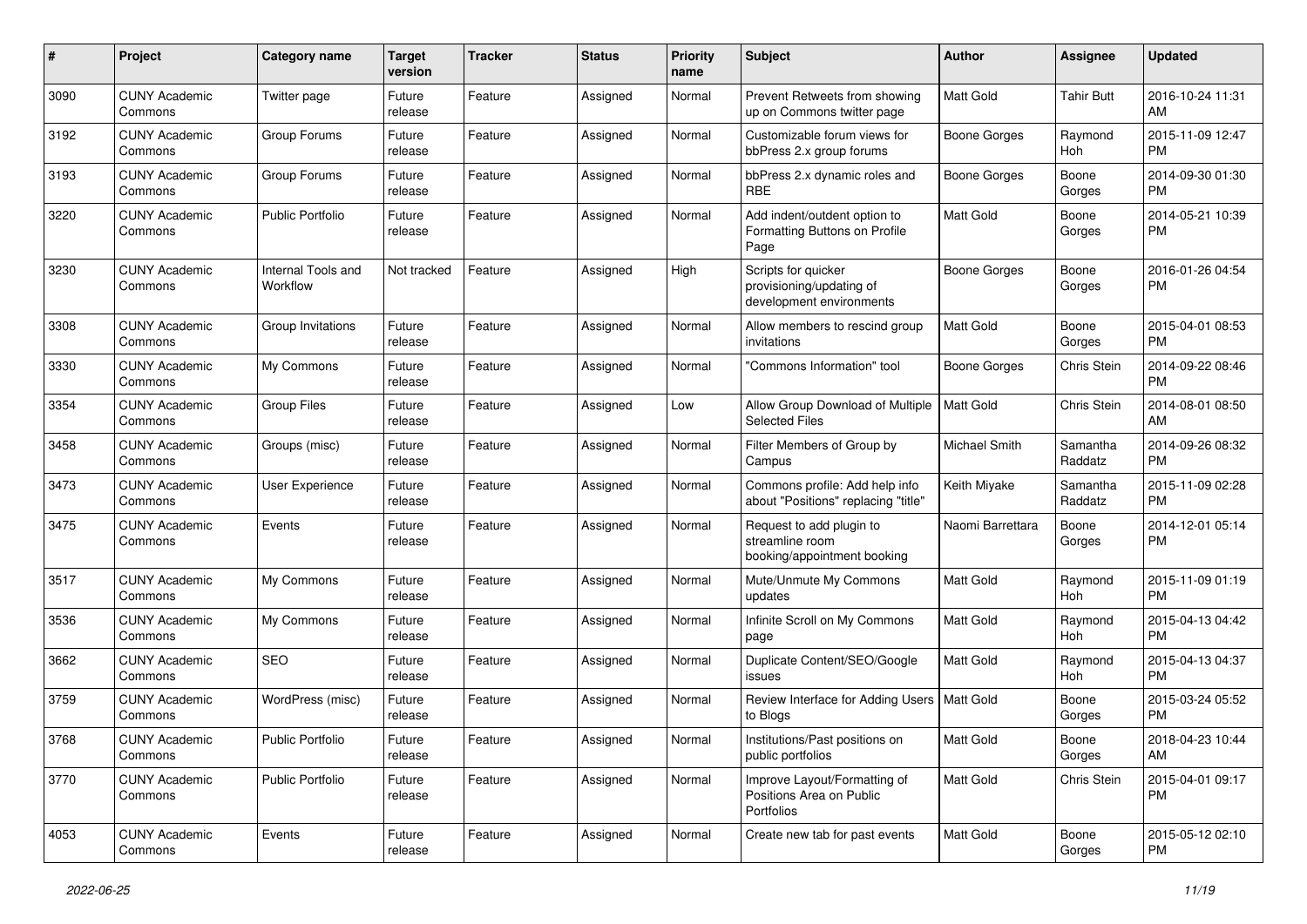| # | Project | Category name | Target version | Tracker | Status | Priority name | Subject | Author | Assignee | Updated |
|---|---|---|---|---|---|---|---|---|---|---|
| 3090 | CUNY Academic Commons | Twitter page | Future release | Feature | Assigned | Normal | Prevent Retweets from showing up on Commons twitter page | Matt Gold | Tahir Butt | 2016-10-24 11:31 AM |
| 3192 | CUNY Academic Commons | Group Forums | Future release | Feature | Assigned | Normal | Customizable forum views for bbPress 2.x group forums | Boone Gorges | Raymond Hoh | 2015-11-09 12:47 PM |
| 3193 | CUNY Academic Commons | Group Forums | Future release | Feature | Assigned | Normal | bbPress 2.x dynamic roles and RBE | Boone Gorges | Boone Gorges | 2014-09-30 01:30 PM |
| 3220 | CUNY Academic Commons | Public Portfolio | Future release | Feature | Assigned | Normal | Add indent/outdent option to Formatting Buttons on Profile Page | Matt Gold | Boone Gorges | 2014-05-21 10:39 PM |
| 3230 | CUNY Academic Commons | Internal Tools and Workflow | Not tracked | Feature | Assigned | High | Scripts for quicker provisioning/updating of development environments | Boone Gorges | Boone Gorges | 2016-01-26 04:54 PM |
| 3308 | CUNY Academic Commons | Group Invitations | Future release | Feature | Assigned | Normal | Allow members to rescind group invitations | Matt Gold | Boone Gorges | 2015-04-01 08:53 PM |
| 3330 | CUNY Academic Commons | My Commons | Future release | Feature | Assigned | Normal | "Commons Information" tool | Boone Gorges | Chris Stein | 2014-09-22 08:46 PM |
| 3354 | CUNY Academic Commons | Group Files | Future release | Feature | Assigned | Low | Allow Group Download of Multiple Selected Files | Matt Gold | Chris Stein | 2014-08-01 08:50 AM |
| 3458 | CUNY Academic Commons | Groups (misc) | Future release | Feature | Assigned | Normal | Filter Members of Group by Campus | Michael Smith | Samantha Raddatz | 2014-09-26 08:32 PM |
| 3473 | CUNY Academic Commons | User Experience | Future release | Feature | Assigned | Normal | Commons profile: Add help info about "Positions" replacing "title" | Keith Miyake | Samantha Raddatz | 2015-11-09 02:28 PM |
| 3475 | CUNY Academic Commons | Events | Future release | Feature | Assigned | Normal | Request to add plugin to streamline room booking/appointment booking | Naomi Barrettara | Boone Gorges | 2014-12-01 05:14 PM |
| 3517 | CUNY Academic Commons | My Commons | Future release | Feature | Assigned | Normal | Mute/Unmute My Commons updates | Matt Gold | Raymond Hoh | 2015-11-09 01:19 PM |
| 3536 | CUNY Academic Commons | My Commons | Future release | Feature | Assigned | Normal | Infinite Scroll on My Commons page | Matt Gold | Raymond Hoh | 2015-04-13 04:42 PM |
| 3662 | CUNY Academic Commons | SEO | Future release | Feature | Assigned | Normal | Duplicate Content/SEO/Google issues | Matt Gold | Raymond Hoh | 2015-04-13 04:37 PM |
| 3759 | CUNY Academic Commons | WordPress (misc) | Future release | Feature | Assigned | Normal | Review Interface for Adding Users to Blogs | Matt Gold | Boone Gorges | 2015-03-24 05:52 PM |
| 3768 | CUNY Academic Commons | Public Portfolio | Future release | Feature | Assigned | Normal | Institutions/Past positions on public portfolios | Matt Gold | Boone Gorges | 2018-04-23 10:44 AM |
| 3770 | CUNY Academic Commons | Public Portfolio | Future release | Feature | Assigned | Normal | Improve Layout/Formatting of Positions Area on Public Portfolios | Matt Gold | Chris Stein | 2015-04-01 09:17 PM |
| 4053 | CUNY Academic Commons | Events | Future release | Feature | Assigned | Normal | Create new tab for past events | Matt Gold | Boone Gorges | 2015-05-12 02:10 PM |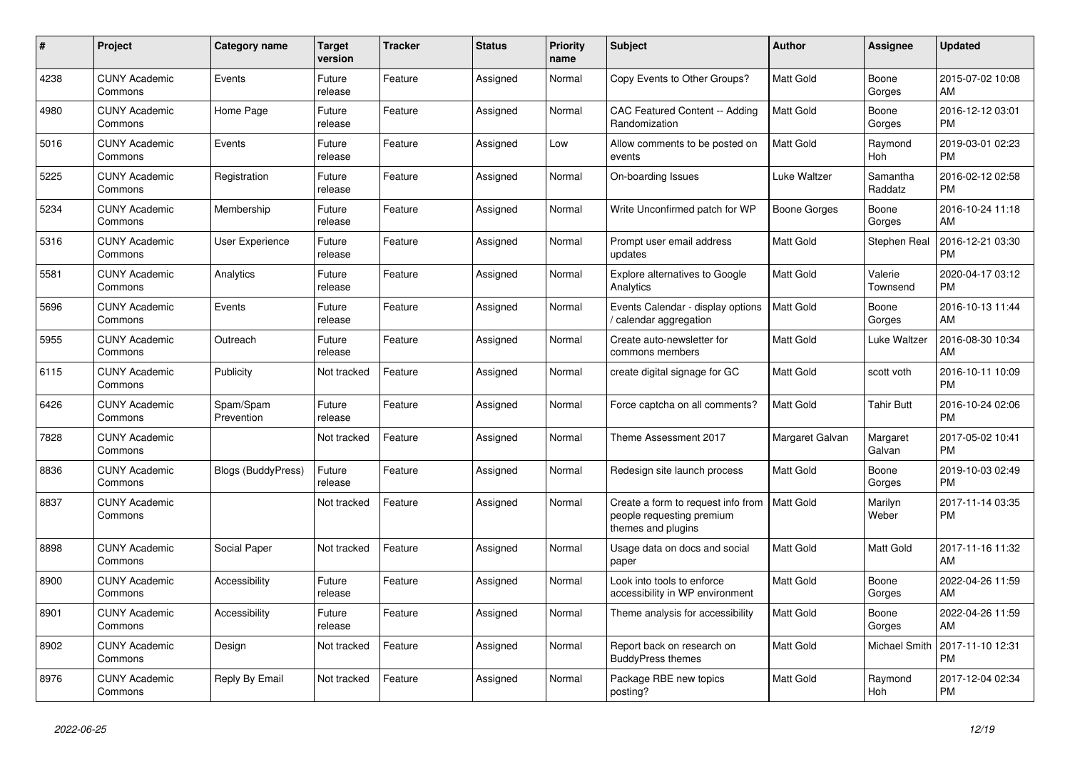| # | Project | Category name | Target version | Tracker | Status | Priority name | Subject | Author | Assignee | Updated |
|---|---|---|---|---|---|---|---|---|---|---|
| 4238 | CUNY Academic Commons | Events | Future release | Feature | Assigned | Normal | Copy Events to Other Groups? | Matt Gold | Boone Gorges | 2015-07-02 10:08 AM |
| 4980 | CUNY Academic Commons | Home Page | Future release | Feature | Assigned | Normal | CAC Featured Content -- Adding Randomization | Matt Gold | Boone Gorges | 2016-12-12 03:01 PM |
| 5016 | CUNY Academic Commons | Events | Future release | Feature | Assigned | Low | Allow comments to be posted on events | Matt Gold | Raymond Hoh | 2019-03-01 02:23 PM |
| 5225 | CUNY Academic Commons | Registration | Future release | Feature | Assigned | Normal | On-boarding Issues | Luke Waltzer | Samantha Raddatz | 2016-02-12 02:58 PM |
| 5234 | CUNY Academic Commons | Membership | Future release | Feature | Assigned | Normal | Write Unconfirmed patch for WP | Boone Gorges | Boone Gorges | 2016-10-24 11:18 AM |
| 5316 | CUNY Academic Commons | User Experience | Future release | Feature | Assigned | Normal | Prompt user email address updates | Matt Gold | Stephen Real | 2016-12-21 03:30 PM |
| 5581 | CUNY Academic Commons | Analytics | Future release | Feature | Assigned | Normal | Explore alternatives to Google Analytics | Matt Gold | Valerie Townsend | 2020-04-17 03:12 PM |
| 5696 | CUNY Academic Commons | Events | Future release | Feature | Assigned | Normal | Events Calendar - display options / calendar aggregation | Matt Gold | Boone Gorges | 2016-10-13 11:44 AM |
| 5955 | CUNY Academic Commons | Outreach | Future release | Feature | Assigned | Normal | Create auto-newsletter for commons members | Matt Gold | Luke Waltzer | 2016-08-30 10:34 AM |
| 6115 | CUNY Academic Commons | Publicity | Not tracked | Feature | Assigned | Normal | create digital signage for GC | Matt Gold | scott voth | 2016-10-11 10:09 PM |
| 6426 | CUNY Academic Commons | Spam/Spam Prevention | Future release | Feature | Assigned | Normal | Force captcha on all comments? | Matt Gold | Tahir Butt | 2016-10-24 02:06 PM |
| 7828 | CUNY Academic Commons | | Not tracked | Feature | Assigned | Normal | Theme Assessment 2017 | Margaret Galvan | Margaret Galvan | 2017-05-02 10:41 PM |
| 8836 | CUNY Academic Commons | Blogs (BuddyPress) | Future release | Feature | Assigned | Normal | Redesign site launch process | Matt Gold | Boone Gorges | 2019-10-03 02:49 PM |
| 8837 | CUNY Academic Commons | | Not tracked | Feature | Assigned | Normal | Create a form to request info from people requesting premium themes and plugins | Matt Gold | Marilyn Weber | 2017-11-14 03:35 PM |
| 8898 | CUNY Academic Commons | Social Paper | Not tracked | Feature | Assigned | Normal | Usage data on docs and social paper | Matt Gold | Matt Gold | 2017-11-16 11:32 AM |
| 8900 | CUNY Academic Commons | Accessibility | Future release | Feature | Assigned | Normal | Look into tools to enforce accessibility in WP environment | Matt Gold | Boone Gorges | 2022-04-26 11:59 AM |
| 8901 | CUNY Academic Commons | Accessibility | Future release | Feature | Assigned | Normal | Theme analysis for accessibility | Matt Gold | Boone Gorges | 2022-04-26 11:59 AM |
| 8902 | CUNY Academic Commons | Design | Not tracked | Feature | Assigned | Normal | Report back on research on BuddyPress themes | Matt Gold | Michael Smith | 2017-11-10 12:31 PM |
| 8976 | CUNY Academic Commons | Reply By Email | Not tracked | Feature | Assigned | Normal | Package RBE new topics posting? | Matt Gold | Raymond Hoh | 2017-12-04 02:34 PM |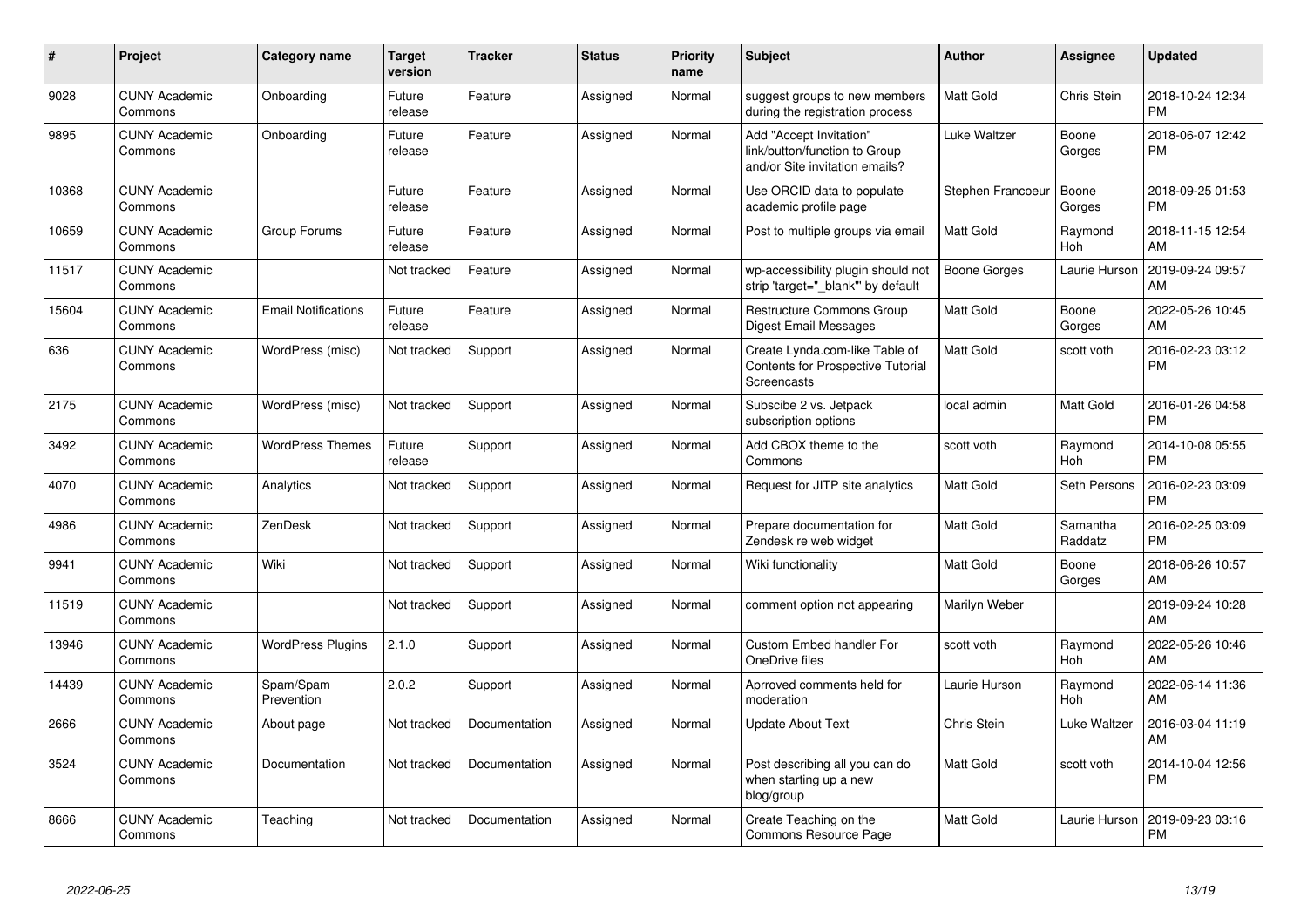| # | Project | Category name | Target version | Tracker | Status | Priority name | Subject | Author | Assignee | Updated |
|---|---|---|---|---|---|---|---|---|---|---|
| 9028 | CUNY Academic Commons | Onboarding | Future release | Feature | Assigned | Normal | suggest groups to new members during the registration process | Matt Gold | Chris Stein | 2018-10-24 12:34 PM |
| 9895 | CUNY Academic Commons | Onboarding | Future release | Feature | Assigned | Normal | Add "Accept Invitation" link/button/function to Group and/or Site invitation emails? | Luke Waltzer | Boone Gorges | 2018-06-07 12:42 PM |
| 10368 | CUNY Academic Commons | | Future release | Feature | Assigned | Normal | Use ORCID data to populate academic profile page | Stephen Francoeur | Boone Gorges | 2018-09-25 01:53 PM |
| 10659 | CUNY Academic Commons | Group Forums | Future release | Feature | Assigned | Normal | Post to multiple groups via email | Matt Gold | Raymond Hoh | 2018-11-15 12:54 AM |
| 11517 | CUNY Academic Commons | | Not tracked | Feature | Assigned | Normal | wp-accessibility plugin should not strip 'target="_blank"' by default | Boone Gorges | Laurie Hurson | 2019-09-24 09:57 AM |
| 15604 | CUNY Academic Commons | Email Notifications | Future release | Feature | Assigned | Normal | Restructure Commons Group Digest Email Messages | Matt Gold | Boone Gorges | 2022-05-26 10:45 AM |
| 636 | CUNY Academic Commons | WordPress (misc) | Not tracked | Support | Assigned | Normal | Create Lynda.com-like Table of Contents for Prospective Tutorial Screencasts | Matt Gold | scott voth | 2016-02-23 03:12 PM |
| 2175 | CUNY Academic Commons | WordPress (misc) | Not tracked | Support | Assigned | Normal | Subscibe 2 vs. Jetpack subscription options | local admin | Matt Gold | 2016-01-26 04:58 PM |
| 3492 | CUNY Academic Commons | WordPress Themes | Future release | Support | Assigned | Normal | Add CBOX theme to the Commons | scott voth | Raymond Hoh | 2014-10-08 05:55 PM |
| 4070 | CUNY Academic Commons | Analytics | Not tracked | Support | Assigned | Normal | Request for JITP site analytics | Matt Gold | Seth Persons | 2016-02-23 03:09 PM |
| 4986 | CUNY Academic Commons | ZenDesk | Not tracked | Support | Assigned | Normal | Prepare documentation for Zendesk re web widget | Matt Gold | Samantha Raddatz | 2016-02-25 03:09 PM |
| 9941 | CUNY Academic Commons | Wiki | Not tracked | Support | Assigned | Normal | Wiki functionality | Matt Gold | Boone Gorges | 2018-06-26 10:57 AM |
| 11519 | CUNY Academic Commons | | Not tracked | Support | Assigned | Normal | comment option not appearing | Marilyn Weber | | 2019-09-24 10:28 AM |
| 13946 | CUNY Academic Commons | WordPress Plugins | 2.1.0 | Support | Assigned | Normal | Custom Embed handler For OneDrive files | scott voth | Raymond Hoh | 2022-05-26 10:46 AM |
| 14439 | CUNY Academic Commons | Spam/Spam Prevention | 2.0.2 | Support | Assigned | Normal | Aprroved comments held for moderation | Laurie Hurson | Raymond Hoh | 2022-06-14 11:36 AM |
| 2666 | CUNY Academic Commons | About page | Not tracked | Documentation | Assigned | Normal | Update About Text | Chris Stein | Luke Waltzer | 2016-03-04 11:19 AM |
| 3524 | CUNY Academic Commons | Documentation | Not tracked | Documentation | Assigned | Normal | Post describing all you can do when starting up a new blog/group | Matt Gold | scott voth | 2014-10-04 12:56 PM |
| 8666 | CUNY Academic Commons | Teaching | Not tracked | Documentation | Assigned | Normal | Create Teaching on the Commons Resource Page | Matt Gold | Laurie Hurson | 2019-09-23 03:16 PM |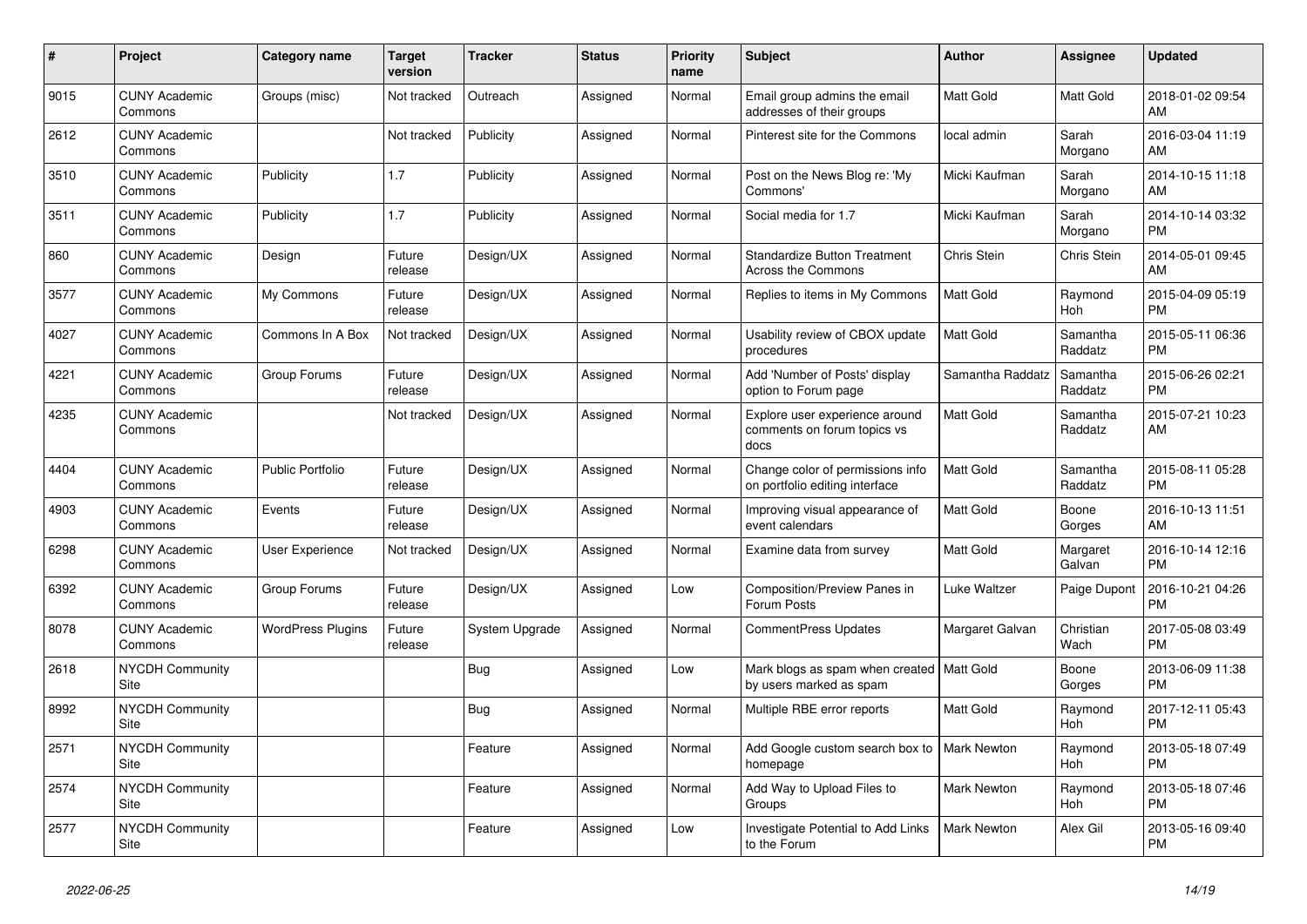| # | Project | Category name | Target version | Tracker | Status | Priority name | Subject | Author | Assignee | Updated |
|---|---|---|---|---|---|---|---|---|---|---|
| 9015 | CUNY Academic Commons | Groups (misc) | Not tracked | Outreach | Assigned | Normal | Email group admins the email addresses of their groups | Matt Gold | Matt Gold | 2018-01-02 09:54 AM |
| 2612 | CUNY Academic Commons | | Not tracked | Publicity | Assigned | Normal | Pinterest site for the Commons | local admin | Sarah Morgano | 2016-03-04 11:19 AM |
| 3510 | CUNY Academic Commons | Publicity | 1.7 | Publicity | Assigned | Normal | Post on the News Blog re: 'My Commons' | Micki Kaufman | Sarah Morgano | 2014-10-15 11:18 AM |
| 3511 | CUNY Academic Commons | Publicity | 1.7 | Publicity | Assigned | Normal | Social media for 1.7 | Micki Kaufman | Sarah Morgano | 2014-10-14 03:32 PM |
| 860 | CUNY Academic Commons | Design | Future release | Design/UX | Assigned | Normal | Standardize Button Treatment Across the Commons | Chris Stein | Chris Stein | 2014-05-01 09:45 AM |
| 3577 | CUNY Academic Commons | My Commons | Future release | Design/UX | Assigned | Normal | Replies to items in My Commons | Matt Gold | Raymond Hoh | 2015-04-09 05:19 PM |
| 4027 | CUNY Academic Commons | Commons In A Box | Not tracked | Design/UX | Assigned | Normal | Usability review of CBOX update procedures | Matt Gold | Samantha Raddatz | 2015-05-11 06:36 PM |
| 4221 | CUNY Academic Commons | Group Forums | Future release | Design/UX | Assigned | Normal | Add 'Number of Posts' display option to Forum page | Samantha Raddatz | Samantha Raddatz | 2015-06-26 02:21 PM |
| 4235 | CUNY Academic Commons | | Not tracked | Design/UX | Assigned | Normal | Explore user experience around comments on forum topics vs docs | Matt Gold | Samantha Raddatz | 2015-07-21 10:23 AM |
| 4404 | CUNY Academic Commons | Public Portfolio | Future release | Design/UX | Assigned | Normal | Change color of permissions info on portfolio editing interface | Matt Gold | Samantha Raddatz | 2015-08-11 05:28 PM |
| 4903 | CUNY Academic Commons | Events | Future release | Design/UX | Assigned | Normal | Improving visual appearance of event calendars | Matt Gold | Boone Gorges | 2016-10-13 11:51 AM |
| 6298 | CUNY Academic Commons | User Experience | Not tracked | Design/UX | Assigned | Normal | Examine data from survey | Matt Gold | Margaret Galvan | 2016-10-14 12:16 PM |
| 6392 | CUNY Academic Commons | Group Forums | Future release | Design/UX | Assigned | Low | Composition/Preview Panes in Forum Posts | Luke Waltzer | Paige Dupont | 2016-10-21 04:26 PM |
| 8078 | CUNY Academic Commons | WordPress Plugins | Future release | System Upgrade | Assigned | Normal | CommentPress Updates | Margaret Galvan | Christian Wach | 2017-05-08 03:49 PM |
| 2618 | NYCDH Community Site | | | Bug | Assigned | Low | Mark blogs as spam when created by users marked as spam | Matt Gold | Boone Gorges | 2013-06-09 11:38 PM |
| 8992 | NYCDH Community Site | | | Bug | Assigned | Normal | Multiple RBE error reports | Matt Gold | Raymond Hoh | 2017-12-11 05:43 PM |
| 2571 | NYCDH Community Site | | | Feature | Assigned | Normal | Add Google custom search box to homepage | Mark Newton | Raymond Hoh | 2013-05-18 07:49 PM |
| 2574 | NYCDH Community Site | | | Feature | Assigned | Normal | Add Way to Upload Files to Groups | Mark Newton | Raymond Hoh | 2013-05-18 07:46 PM |
| 2577 | NYCDH Community Site | | | Feature | Assigned | Low | Investigate Potential to Add Links to the Forum | Mark Newton | Alex Gil | 2013-05-16 09:40 PM |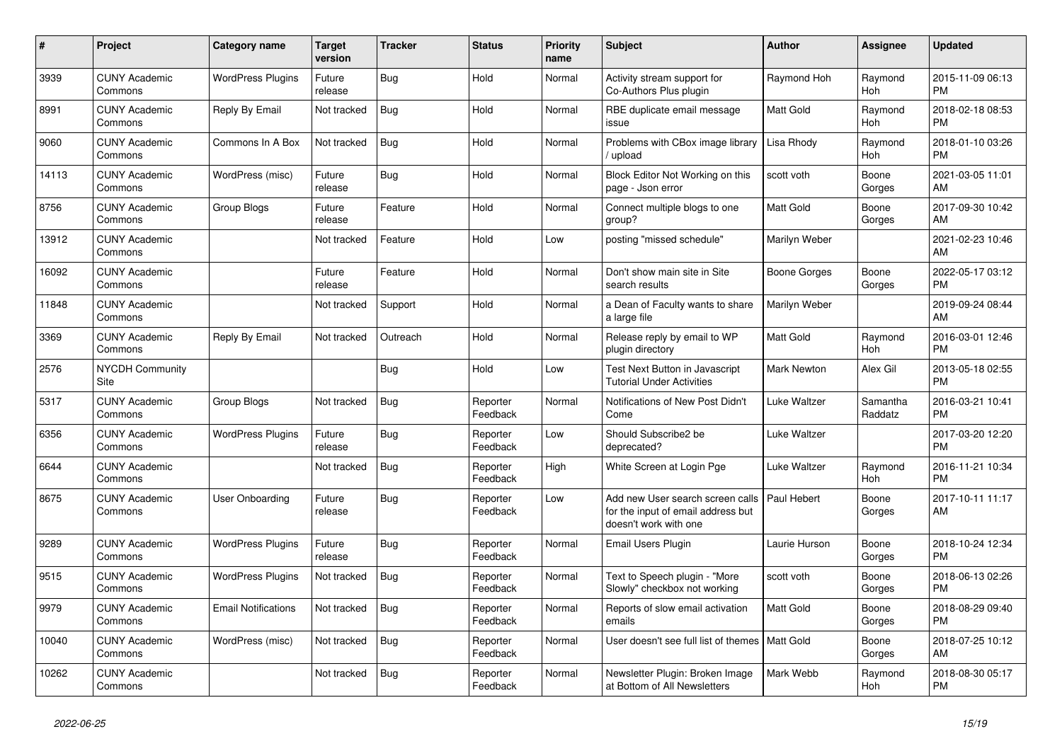| # | Project | Category name | Target version | Tracker | Status | Priority name | Subject | Author | Assignee | Updated |
|---|---|---|---|---|---|---|---|---|---|---|
| 3939 | CUNY Academic Commons | WordPress Plugins | Future release | Bug | Hold | Normal | Activity stream support for Co-Authors Plus plugin | Raymond Hoh | Raymond Hoh | 2015-11-09 06:13 PM |
| 8991 | CUNY Academic Commons | Reply By Email | Not tracked | Bug | Hold | Normal | RBE duplicate email message issue | Matt Gold | Raymond Hoh | 2018-02-18 08:53 PM |
| 9060 | CUNY Academic Commons | Commons In A Box | Not tracked | Bug | Hold | Normal | Problems with CBox image library / upload | Lisa Rhody | Raymond Hoh | 2018-01-10 03:26 PM |
| 14113 | CUNY Academic Commons | WordPress (misc) | Future release | Bug | Hold | Normal | Block Editor Not Working on this page - Json error | scott voth | Boone Gorges | 2021-03-05 11:01 AM |
| 8756 | CUNY Academic Commons | Group Blogs | Future release | Feature | Hold | Normal | Connect multiple blogs to one group? | Matt Gold | Boone Gorges | 2017-09-30 10:42 AM |
| 13912 | CUNY Academic Commons | | Not tracked | Feature | Hold | Low | posting "missed schedule" | Marilyn Weber | | 2021-02-23 10:46 AM |
| 16092 | CUNY Academic Commons | | Future release | Feature | Hold | Normal | Don't show main site in Site search results | Boone Gorges | Boone Gorges | 2022-05-17 03:12 PM |
| 11848 | CUNY Academic Commons | | Not tracked | Support | Hold | Normal | a Dean of Faculty wants to share a large file | Marilyn Weber | | 2019-09-24 08:44 AM |
| 3369 | CUNY Academic Commons | Reply By Email | Not tracked | Outreach | Hold | Normal | Release reply by email to WP plugin directory | Matt Gold | Raymond Hoh | 2016-03-01 12:46 PM |
| 2576 | NYCDH Community Site | | | Bug | Hold | Low | Test Next Button in Javascript Tutorial Under Activities | Mark Newton | Alex Gil | 2013-05-18 02:55 PM |
| 5317 | CUNY Academic Commons | Group Blogs | Not tracked | Bug | Reporter Feedback | Normal | Notifications of New Post Didn't Come | Luke Waltzer | Samantha Raddatz | 2016-03-21 10:41 PM |
| 6356 | CUNY Academic Commons | WordPress Plugins | Future release | Bug | Reporter Feedback | Low | Should Subscribe2 be deprecated? | Luke Waltzer | | 2017-03-20 12:20 PM |
| 6644 | CUNY Academic Commons | | Not tracked | Bug | Reporter Feedback | High | White Screen at Login Pge | Luke Waltzer | Raymond Hoh | 2016-11-21 10:34 PM |
| 8675 | CUNY Academic Commons | User Onboarding | Future release | Bug | Reporter Feedback | Low | Add new User search screen calls for the input of email address but doesn't work with one | Paul Hebert | Boone Gorges | 2017-10-11 11:17 AM |
| 9289 | CUNY Academic Commons | WordPress Plugins | Future release | Bug | Reporter Feedback | Normal | Email Users Plugin | Laurie Hurson | Boone Gorges | 2018-10-24 12:34 PM |
| 9515 | CUNY Academic Commons | WordPress Plugins | Not tracked | Bug | Reporter Feedback | Normal | Text to Speech plugin - "More Slowly" checkbox not working | scott voth | Boone Gorges | 2018-06-13 02:26 PM |
| 9979 | CUNY Academic Commons | Email Notifications | Not tracked | Bug | Reporter Feedback | Normal | Reports of slow email activation emails | Matt Gold | Boone Gorges | 2018-08-29 09:40 PM |
| 10040 | CUNY Academic Commons | WordPress (misc) | Not tracked | Bug | Reporter Feedback | Normal | User doesn't see full list of themes | Matt Gold | Boone Gorges | 2018-07-25 10:12 AM |
| 10262 | CUNY Academic Commons | | Not tracked | Bug | Reporter Feedback | Normal | Newsletter Plugin: Broken Image at Bottom of All Newsletters | Mark Webb | Raymond Hoh | 2018-08-30 05:17 PM |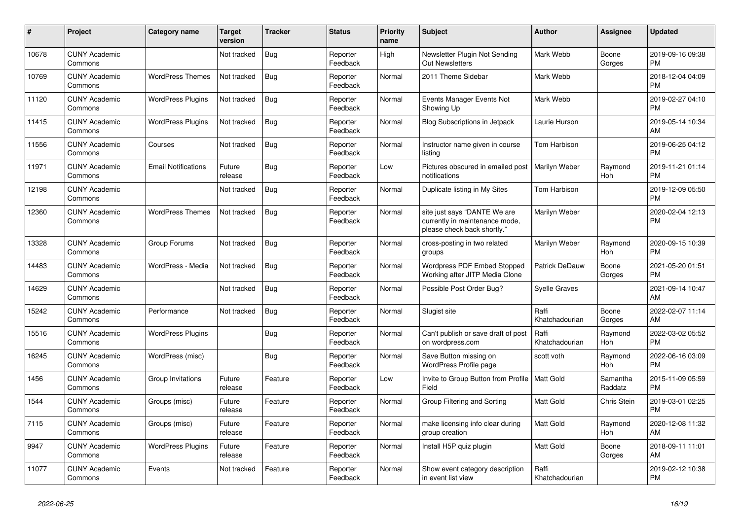| # | Project | Category name | Target version | Tracker | Status | Priority name | Subject | Author | Assignee | Updated |
|---|---|---|---|---|---|---|---|---|---|---|
| 10678 | CUNY Academic Commons | | Not tracked | Bug | Reporter Feedback | High | Newsletter Plugin Not Sending Out Newsletters | Mark Webb | Boone Gorges | 2019-09-16 09:38 PM |
| 10769 | CUNY Academic Commons | WordPress Themes | Not tracked | Bug | Reporter Feedback | Normal | 2011 Theme Sidebar | Mark Webb | | 2018-12-04 04:09 PM |
| 11120 | CUNY Academic Commons | WordPress Plugins | Not tracked | Bug | Reporter Feedback | Normal | Events Manager Events Not Showing Up | Mark Webb | | 2019-02-27 04:10 PM |
| 11415 | CUNY Academic Commons | WordPress Plugins | Not tracked | Bug | Reporter Feedback | Normal | Blog Subscriptions in Jetpack | Laurie Hurson | | 2019-05-14 10:34 AM |
| 11556 | CUNY Academic Commons | Courses | Not tracked | Bug | Reporter Feedback | Normal | Instructor name given in course listing | Tom Harbison | | 2019-06-25 04:12 PM |
| 11971 | CUNY Academic Commons | Email Notifications | Future release | Bug | Reporter Feedback | Low | Pictures obscured in emailed post notifications | Marilyn Weber | Raymond Hoh | 2019-11-21 01:14 PM |
| 12198 | CUNY Academic Commons | | Not tracked | Bug | Reporter Feedback | Normal | Duplicate listing in My Sites | Tom Harbison | | 2019-12-09 05:50 PM |
| 12360 | CUNY Academic Commons | WordPress Themes | Not tracked | Bug | Reporter Feedback | Normal | site just says "DANTE We are currently in maintenance mode, please check back shortly." | Marilyn Weber | | 2020-02-04 12:13 PM |
| 13328 | CUNY Academic Commons | Group Forums | Not tracked | Bug | Reporter Feedback | Normal | cross-posting in two related groups | Marilyn Weber | Raymond Hoh | 2020-09-15 10:39 PM |
| 14483 | CUNY Academic Commons | WordPress - Media | Not tracked | Bug | Reporter Feedback | Normal | Wordpress PDF Embed Stopped Working after JITP Media Clone | Patrick DeDauw | Boone Gorges | 2021-05-20 01:51 PM |
| 14629 | CUNY Academic Commons | | Not tracked | Bug | Reporter Feedback | Normal | Possible Post Order Bug? | Syelle Graves | | 2021-09-14 10:47 AM |
| 15242 | CUNY Academic Commons | Performance | Not tracked | Bug | Reporter Feedback | Normal | Slugist site | Raffi Khatchadourian | Boone Gorges | 2022-02-07 11:14 AM |
| 15516 | CUNY Academic Commons | WordPress Plugins | | Bug | Reporter Feedback | Normal | Can't publish or save draft of post on wordpress.com | Raffi Khatchadourian | Raymond Hoh | 2022-03-02 05:52 PM |
| 16245 | CUNY Academic Commons | WordPress (misc) | | Bug | Reporter Feedback | Normal | Save Button missing on WordPress Profile page | scott voth | Raymond Hoh | 2022-06-16 03:09 PM |
| 1456 | CUNY Academic Commons | Group Invitations | Future release | Feature | Reporter Feedback | Low | Invite to Group Button from Profile Field | Matt Gold | Samantha Raddatz | 2015-11-09 05:59 PM |
| 1544 | CUNY Academic Commons | Groups (misc) | Future release | Feature | Reporter Feedback | Normal | Group Filtering and Sorting | Matt Gold | Chris Stein | 2019-03-01 02:25 PM |
| 7115 | CUNY Academic Commons | Groups (misc) | Future release | Feature | Reporter Feedback | Normal | make licensing info clear during group creation | Matt Gold | Raymond Hoh | 2020-12-08 11:32 AM |
| 9947 | CUNY Academic Commons | WordPress Plugins | Future release | Feature | Reporter Feedback | Normal | Install H5P quiz plugin | Matt Gold | Boone Gorges | 2018-09-11 11:01 AM |
| 11077 | CUNY Academic Commons | Events | Not tracked | Feature | Reporter Feedback | Normal | Show event category description in event list view | Raffi Khatchadourian | | 2019-02-12 10:38 PM |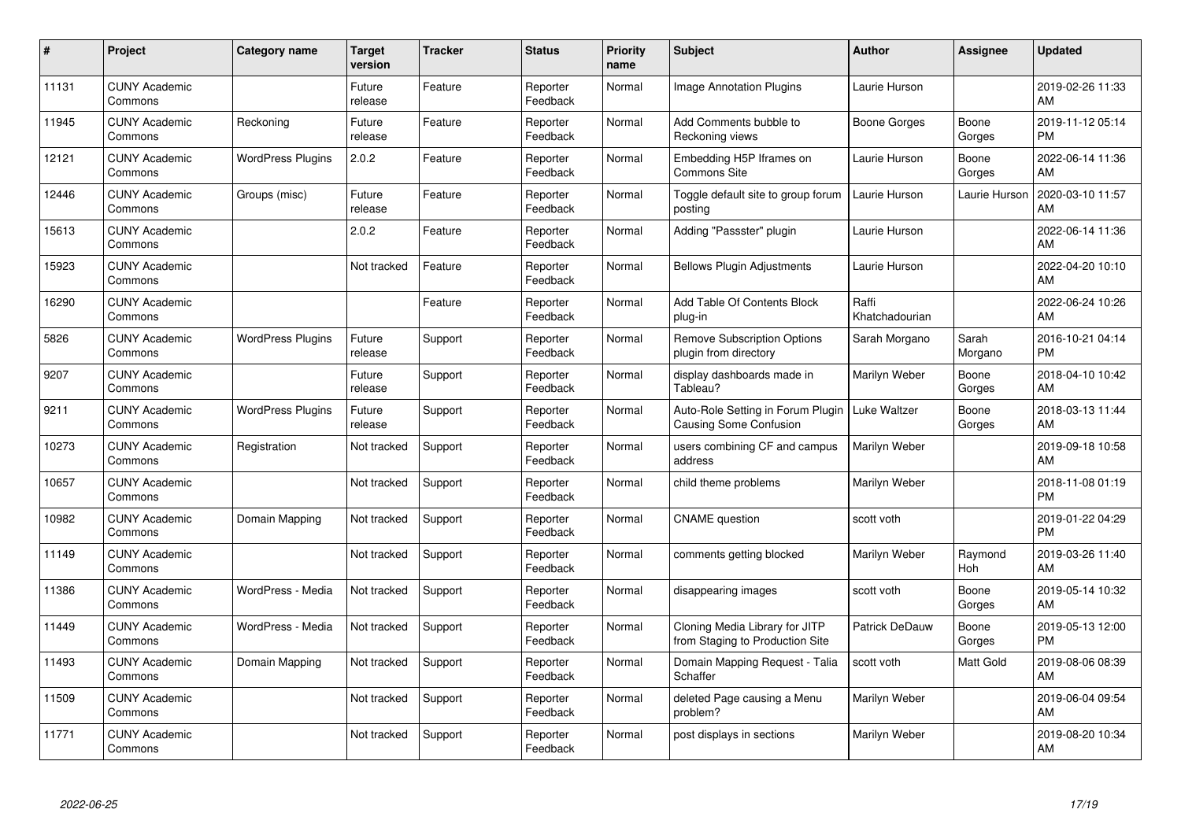| # | Project | Category name | Target version | Tracker | Status | Priority name | Subject | Author | Assignee | Updated |
|---|---|---|---|---|---|---|---|---|---|---|
| 11131 | CUNY Academic Commons | | Future release | Feature | Reporter Feedback | Normal | Image Annotation Plugins | Laurie Hurson | | 2019-02-26 11:33 AM |
| 11945 | CUNY Academic Commons | Reckoning | Future release | Feature | Reporter Feedback | Normal | Add Comments bubble to Reckoning views | Boone Gorges | Boone Gorges | 2019-11-12 05:14 PM |
| 12121 | CUNY Academic Commons | WordPress Plugins | 2.0.2 | Feature | Reporter Feedback | Normal | Embedding H5P Iframes on Commons Site | Laurie Hurson | Boone Gorges | 2022-06-14 11:36 AM |
| 12446 | CUNY Academic Commons | Groups (misc) | Future release | Feature | Reporter Feedback | Normal | Toggle default site to group forum posting | Laurie Hurson | Laurie Hurson | 2020-03-10 11:57 AM |
| 15613 | CUNY Academic Commons | | 2.0.2 | Feature | Reporter Feedback | Normal | Adding "Passster" plugin | Laurie Hurson | | 2022-06-14 11:36 AM |
| 15923 | CUNY Academic Commons | | Not tracked | Feature | Reporter Feedback | Normal | Bellows Plugin Adjustments | Laurie Hurson | | 2022-04-20 10:10 AM |
| 16290 | CUNY Academic Commons | | | Feature | Reporter Feedback | Normal | Add Table Of Contents Block plug-in | Raffi Khatchadourian | | 2022-06-24 10:26 AM |
| 5826 | CUNY Academic Commons | WordPress Plugins | Future release | Support | Reporter Feedback | Normal | Remove Subscription Options plugin from directory | Sarah Morgano | Sarah Morgano | 2016-10-21 04:14 PM |
| 9207 | CUNY Academic Commons | | Future release | Support | Reporter Feedback | Normal | display dashboards made in Tableau? | Marilyn Weber | Boone Gorges | 2018-04-10 10:42 AM |
| 9211 | CUNY Academic Commons | WordPress Plugins | Future release | Support | Reporter Feedback | Normal | Auto-Role Setting in Forum Plugin Causing Some Confusion | Luke Waltzer | Boone Gorges | 2018-03-13 11:44 AM |
| 10273 | CUNY Academic Commons | Registration | Not tracked | Support | Reporter Feedback | Normal | users combining CF and campus address | Marilyn Weber | | 2019-09-18 10:58 AM |
| 10657 | CUNY Academic Commons | | Not tracked | Support | Reporter Feedback | Normal | child theme problems | Marilyn Weber | | 2018-11-08 01:19 PM |
| 10982 | CUNY Academic Commons | Domain Mapping | Not tracked | Support | Reporter Feedback | Normal | CNAME question | scott voth | | 2019-01-22 04:29 PM |
| 11149 | CUNY Academic Commons | | Not tracked | Support | Reporter Feedback | Normal | comments getting blocked | Marilyn Weber | Raymond Hoh | 2019-03-26 11:40 AM |
| 11386 | CUNY Academic Commons | WordPress - Media | Not tracked | Support | Reporter Feedback | Normal | disappearing images | scott voth | Boone Gorges | 2019-05-14 10:32 AM |
| 11449 | CUNY Academic Commons | WordPress - Media | Not tracked | Support | Reporter Feedback | Normal | Cloning Media Library for JITP from Staging to Production Site | Patrick DeDauw | Boone Gorges | 2019-05-13 12:00 PM |
| 11493 | CUNY Academic Commons | Domain Mapping | Not tracked | Support | Reporter Feedback | Normal | Domain Mapping Request - Talia Schaffer | scott voth | Matt Gold | 2019-08-06 08:39 AM |
| 11509 | CUNY Academic Commons | | Not tracked | Support | Reporter Feedback | Normal | deleted Page causing a Menu problem? | Marilyn Weber | | 2019-06-04 09:54 AM |
| 11771 | CUNY Academic Commons | | Not tracked | Support | Reporter Feedback | Normal | post displays in sections | Marilyn Weber | | 2019-08-20 10:34 AM |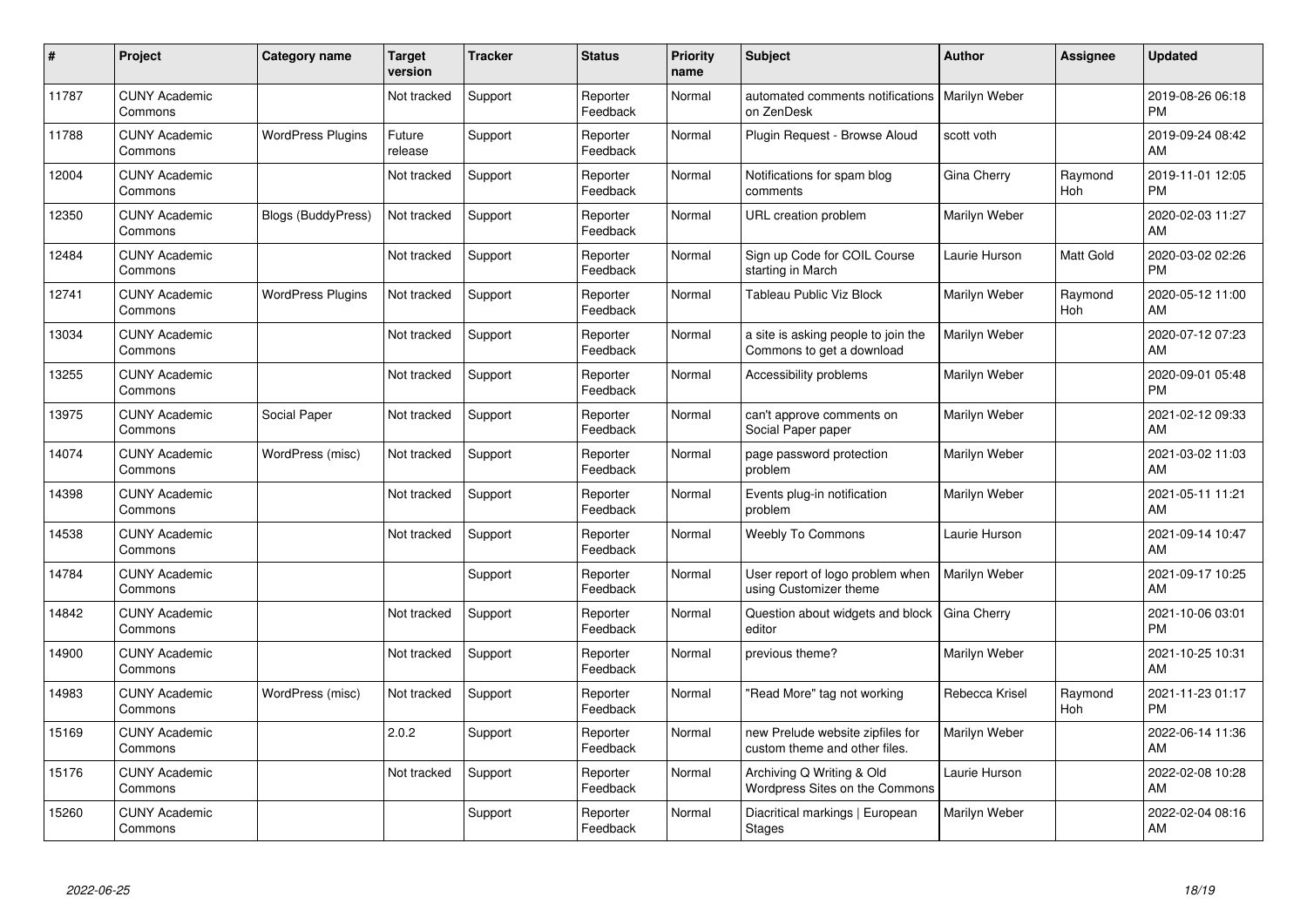| # | Project | Category name | Target version | Tracker | Status | Priority name | Subject | Author | Assignee | Updated |
|---|---|---|---|---|---|---|---|---|---|---|
| 11787 | CUNY Academic Commons | | Not tracked | Support | Reporter Feedback | Normal | automated comments notifications on ZenDesk | Marilyn Weber | | 2019-08-26 06:18 PM |
| 11788 | CUNY Academic Commons | WordPress Plugins | Future release | Support | Reporter Feedback | Normal | Plugin Request - Browse Aloud | scott voth | | 2019-09-24 08:42 AM |
| 12004 | CUNY Academic Commons | | Not tracked | Support | Reporter Feedback | Normal | Notifications for spam blog comments | Gina Cherry | Raymond Hoh | 2019-11-01 12:05 PM |
| 12350 | CUNY Academic Commons | Blogs (BuddyPress) | Not tracked | Support | Reporter Feedback | Normal | URL creation problem | Marilyn Weber | | 2020-02-03 11:27 AM |
| 12484 | CUNY Academic Commons | | Not tracked | Support | Reporter Feedback | Normal | Sign up Code for COIL Course starting in March | Laurie Hurson | Matt Gold | 2020-03-02 02:26 PM |
| 12741 | CUNY Academic Commons | WordPress Plugins | Not tracked | Support | Reporter Feedback | Normal | Tableau Public Viz Block | Marilyn Weber | Raymond Hoh | 2020-05-12 11:00 AM |
| 13034 | CUNY Academic Commons | | Not tracked | Support | Reporter Feedback | Normal | a site is asking people to join the Commons to get a download | Marilyn Weber | | 2020-07-12 07:23 AM |
| 13255 | CUNY Academic Commons | | Not tracked | Support | Reporter Feedback | Normal | Accessibility problems | Marilyn Weber | | 2020-09-01 05:48 PM |
| 13975 | CUNY Academic Commons | Social Paper | Not tracked | Support | Reporter Feedback | Normal | can't approve comments on Social Paper paper | Marilyn Weber | | 2021-02-12 09:33 AM |
| 14074 | CUNY Academic Commons | WordPress (misc) | Not tracked | Support | Reporter Feedback | Normal | page password protection problem | Marilyn Weber | | 2021-03-02 11:03 AM |
| 14398 | CUNY Academic Commons | | Not tracked | Support | Reporter Feedback | Normal | Events plug-in notification problem | Marilyn Weber | | 2021-05-11 11:21 AM |
| 14538 | CUNY Academic Commons | | Not tracked | Support | Reporter Feedback | Normal | Weebly To Commons | Laurie Hurson | | 2021-09-14 10:47 AM |
| 14784 | CUNY Academic Commons | | | Support | Reporter Feedback | Normal | User report of logo problem when using Customizer theme | Marilyn Weber | | 2021-09-17 10:25 AM |
| 14842 | CUNY Academic Commons | | Not tracked | Support | Reporter Feedback | Normal | Question about widgets and block editor | Gina Cherry | | 2021-10-06 03:01 PM |
| 14900 | CUNY Academic Commons | | Not tracked | Support | Reporter Feedback | Normal | previous theme? | Marilyn Weber | | 2021-10-25 10:31 AM |
| 14983 | CUNY Academic Commons | WordPress (misc) | Not tracked | Support | Reporter Feedback | Normal | "Read More" tag not working | Rebecca Krisel | Raymond Hoh | 2021-11-23 01:17 PM |
| 15169 | CUNY Academic Commons | | 2.0.2 | Support | Reporter Feedback | Normal | new Prelude website zipfiles for custom theme and other files. | Marilyn Weber | | 2022-06-14 11:36 AM |
| 15176 | CUNY Academic Commons | | Not tracked | Support | Reporter Feedback | Normal | Archiving Q Writing & Old Wordpress Sites on the Commons | Laurie Hurson | | 2022-02-08 10:28 AM |
| 15260 | CUNY Academic Commons | | | Support | Reporter Feedback | Normal | Diacritical markings \| European Stages | Marilyn Weber | | 2022-02-04 08:16 AM |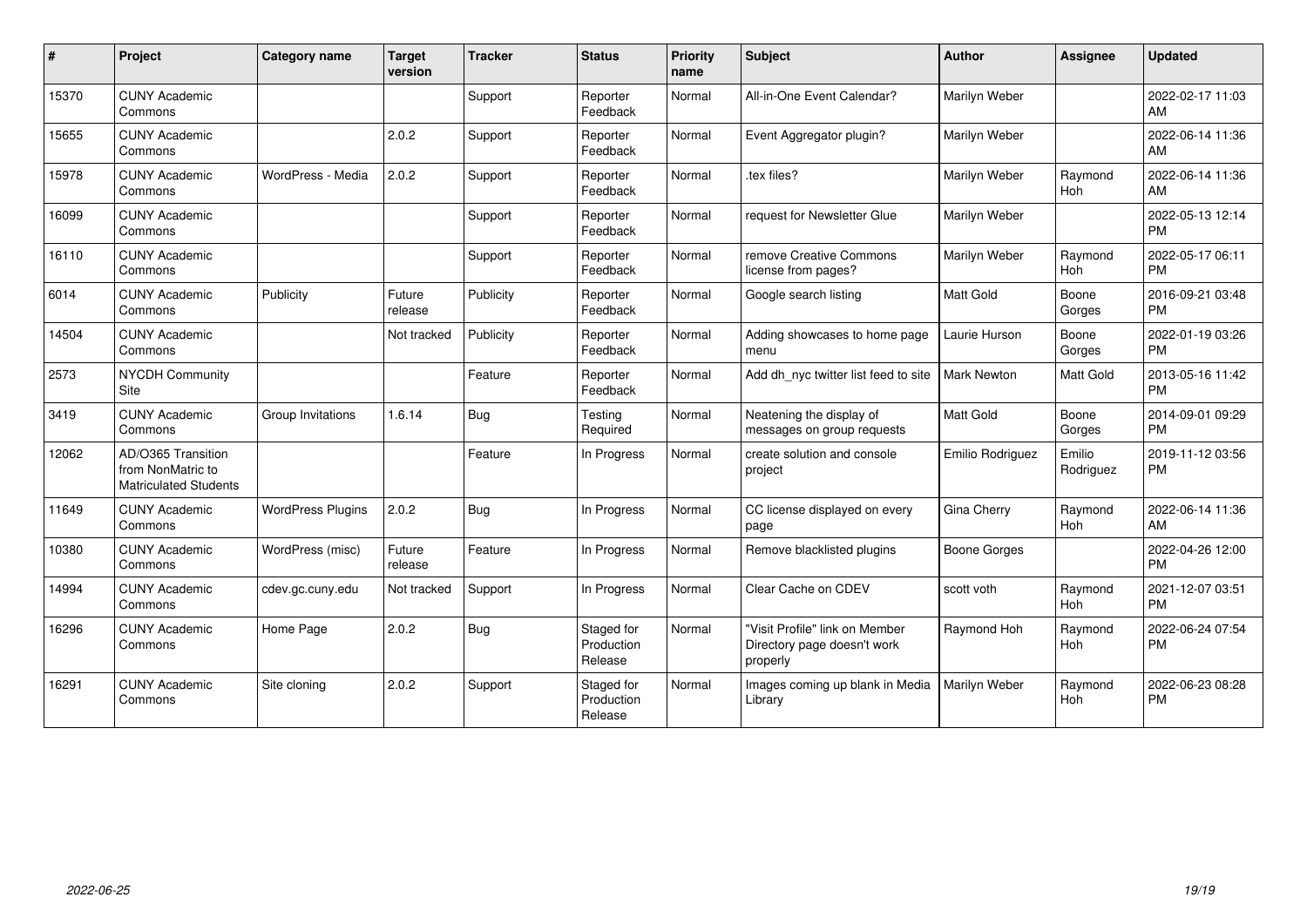| # | Project | Category name | Target version | Tracker | Status | Priority name | Subject | Author | Assignee | Updated |
|---|---|---|---|---|---|---|---|---|---|---|
| 15370 | CUNY Academic Commons | | | Support | Reporter Feedback | Normal | All-in-One Event Calendar? | Marilyn Weber | | 2022-02-17 11:03 AM |
| 15655 | CUNY Academic Commons | | 2.0.2 | Support | Reporter Feedback | Normal | Event Aggregator plugin? | Marilyn Weber | | 2022-06-14 11:36 AM |
| 15978 | CUNY Academic Commons | WordPress - Media | 2.0.2 | Support | Reporter Feedback | Normal | .tex files? | Marilyn Weber | Raymond Hoh | 2022-06-14 11:36 AM |
| 16099 | CUNY Academic Commons | | | Support | Reporter Feedback | Normal | request for Newsletter Glue | Marilyn Weber | | 2022-05-13 12:14 PM |
| 16110 | CUNY Academic Commons | | | Support | Reporter Feedback | Normal | remove Creative Commons license from pages? | Marilyn Weber | Raymond Hoh | 2022-05-17 06:11 PM |
| 6014 | CUNY Academic Commons | Publicity | Future release | Publicity | Reporter Feedback | Normal | Google search listing | Matt Gold | Boone Gorges | 2016-09-21 03:48 PM |
| 14504 | CUNY Academic Commons | | Not tracked | Publicity | Reporter Feedback | Normal | Adding showcases to home page menu | Laurie Hurson | Boone Gorges | 2022-01-19 03:26 PM |
| 2573 | NYCDH Community Site | | | Feature | Reporter Feedback | Normal | Add dh_nyc twitter list feed to site | Mark Newton | Matt Gold | 2013-05-16 11:42 PM |
| 3419 | CUNY Academic Commons | Group Invitations | 1.6.14 | Bug | Testing Required | Normal | Neatening the display of messages on group requests | Matt Gold | Boone Gorges | 2014-09-01 09:29 PM |
| 12062 | AD/O365 Transition from NonMatric to Matriculated Students | | | Feature | In Progress | Normal | create solution and console project | Emilio Rodriguez | Emilio Rodriguez | 2019-11-12 03:56 PM |
| 11649 | CUNY Academic Commons | WordPress Plugins | 2.0.2 | Bug | In Progress | Normal | CC license displayed on every page | Gina Cherry | Raymond Hoh | 2022-06-14 11:36 AM |
| 10380 | CUNY Academic Commons | WordPress (misc) | Future release | Feature | In Progress | Normal | Remove blacklisted plugins | Boone Gorges | | 2022-04-26 12:00 PM |
| 14994 | CUNY Academic Commons | cdev.gc.cuny.edu | Not tracked | Support | In Progress | Normal | Clear Cache on CDEV | scott voth | Raymond Hoh | 2021-12-07 03:51 PM |
| 16296 | CUNY Academic Commons | Home Page | 2.0.2 | Bug | Staged for Production Release | Normal | "Visit Profile" link on Member Directory page doesn't work properly | Raymond Hoh | Raymond Hoh | 2022-06-24 07:54 PM |
| 16291 | CUNY Academic Commons | Site cloning | 2.0.2 | Support | Staged for Production Release | Normal | Images coming up blank in Media Library | Marilyn Weber | Raymond Hoh | 2022-06-23 08:28 PM |